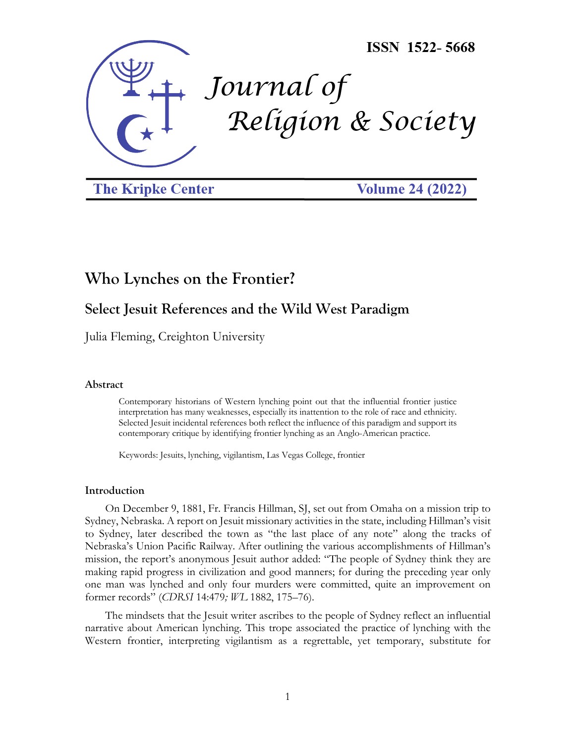ISSN 1522- 5668

# Journal of Religion & Society

The Kripke Center — Volume 24 (2022)

## Who Lynches on the Frontier?

### Select Jesuit References and the Wild West Paradigm

Julia Fleming, Creighton University

#### Abstract

> Contemporary historians of Western lynching point out that the influential frontier justice interpretation has many weaknesses, especially its inattention to the role of race and ethnicity. Selected Jesuit incidental references both reflect the influence of this paradigm and support its contemporary critique by identifying frontier lynching as an Anglo-American practice.
>
> Keywords: Jesuits, lynching, vigilantism, Las Vegas College, frontier

#### Introduction

On December 9, 1881, Fr. Francis Hillman, SJ, set out from Omaha on a mission trip to Sydney, Nebraska. A report on Jesuit missionary activities in the state, including Hillman's visit to Sydney, later described the town as "the last place of any note" along the tracks of Nebraska's Union Pacific Railway. After outlining the various accomplishments of Hillman's mission, the report's anonymous Jesuit author added: "The people of Sydney think they are making rapid progress in civilization and good manners; for during the preceding year only one man was lynched and only four murders were committed, quite an improvement on former records" (*CDRSI* 14:479*; WL* 1882, 175–76).

The mindsets that the Jesuit writer ascribes to the people of Sydney reflect an influential narrative about American lynching. This trope associated the practice of lynching with the Western frontier, interpreting vigilantism as a regrettable, yet temporary, substitute for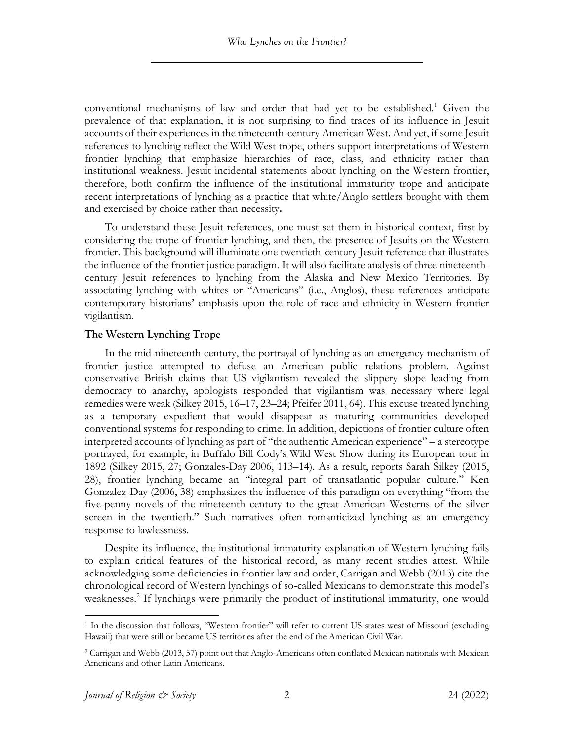conventional mechanisms of law and order that had yet to be established.[1] Given the prevalence of that explanation, it is not surprising to find traces of its influence in Jesuit accounts of their experiences in the nineteenth-century American West. And yet, if some Jesuit references to lynching reflect the Wild West trope, others support interpretations of Western frontier lynching that emphasize hierarchies of race, class, and ethnicity rather than institutional weakness. Jesuit incidental statements about lynching on the Western frontier, therefore, both confirm the influence of the institutional immaturity trope and anticipate recent interpretations of lynching as a practice that white/Anglo settlers brought with them and exercised by choice rather than necessity.

To understand these Jesuit references, one must set them in historical context, first by considering the trope of frontier lynching, and then, the presence of Jesuits on the Western frontier. This background will illuminate one twentieth-century Jesuit reference that illustrates the influence of the frontier justice paradigm. It will also facilitate analysis of three nineteenth-century Jesuit references to lynching from the Alaska and New Mexico Territories. By associating lynching with whites or "Americans" (i.e., Anglos), these references anticipate contemporary historians' emphasis upon the role of race and ethnicity in Western frontier vigilantism.

## The Western Lynching Trope

In the mid-nineteenth century, the portrayal of lynching as an emergency mechanism of frontier justice attempted to defuse an American public relations problem. Against conservative British claims that US vigilantism revealed the slippery slope leading from democracy to anarchy, apologists responded that vigilantism was necessary where legal remedies were weak (Silkey 2015, 16–17, 23–24; Pfeifer 2011, 64). This excuse treated lynching as a temporary expedient that would disappear as maturing communities developed conventional systems for responding to crime. In addition, depictions of frontier culture often interpreted accounts of lynching as part of "the authentic American experience" – a stereotype portrayed, for example, in Buffalo Bill Cody's Wild West Show during its European tour in 1892 (Silkey 2015, 27; Gonzales-Day 2006, 113–14). As a result, reports Sarah Silkey (2015, 28), frontier lynching became an "integral part of transatlantic popular culture." Ken Gonzalez-Day (2006, 38) emphasizes the influence of this paradigm on everything "from the five-penny novels of the nineteenth century to the great American Westerns of the silver screen in the twentieth." Such narratives often romanticized lynching as an emergency response to lawlessness.

Despite its influence, the institutional immaturity explanation of Western lynching fails to explain critical features of the historical record, as many recent studies attest. While acknowledging some deficiencies in frontier law and order, Carrigan and Webb (2013) cite the chronological record of Western lynchings of so-called Mexicans to demonstrate this model's weaknesses.[2] If lynchings were primarily the product of institutional immaturity, one would

---

[1] In the discussion that follows, "Western frontier" will refer to current US states west of Missouri (excluding Hawaii) that were still or became US territories after the end of the American Civil War.

[2] Carrigan and Webb (2013, 57) point out that Anglo-Americans often conflated Mexican nationals with Mexican Americans and other Latin Americans.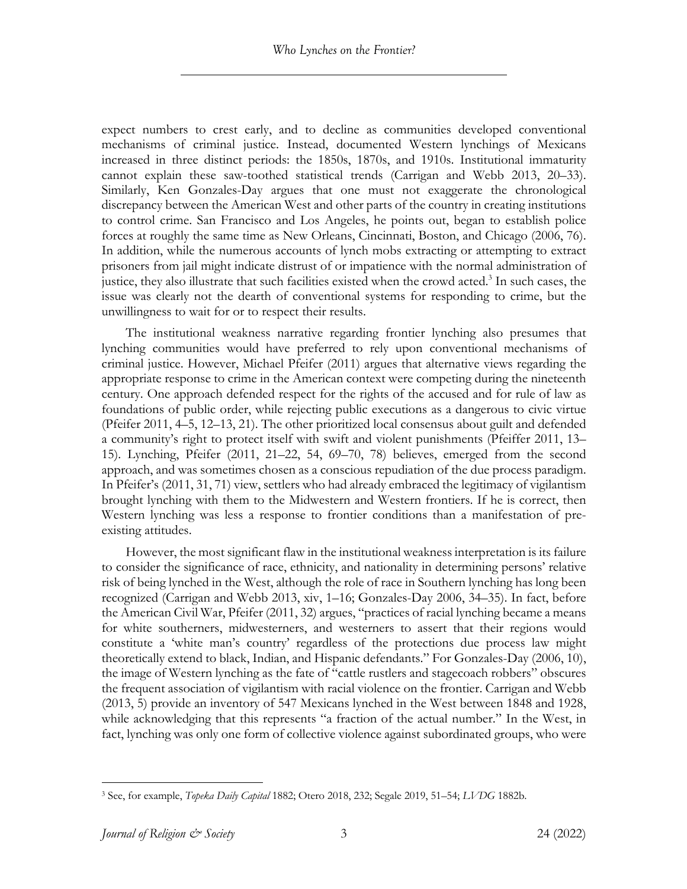expect numbers to crest early, and to decline as communities developed conventional mechanisms of criminal justice. Instead, documented Western lynchings of Mexicans increased in three distinct periods: the 1850s, 1870s, and 1910s. Institutional immaturity cannot explain these saw-toothed statistical trends (Carrigan and Webb 2013, 20–33). Similarly, Ken Gonzales-Day argues that one must not exaggerate the chronological discrepancy between the American West and other parts of the country in creating institutions to control crime. San Francisco and Los Angeles, he points out, began to establish police forces at roughly the same time as New Orleans, Cincinnati, Boston, and Chicago (2006, 76). In addition, while the numerous accounts of lynch mobs extracting or attempting to extract prisoners from jail might indicate distrust of or impatience with the normal administration of justice, they also illustrate that such facilities existed when the crowd acted.[3] In such cases, the issue was clearly not the dearth of conventional systems for responding to crime, but the unwillingness to wait for or to respect their results.

The institutional weakness narrative regarding frontier lynching also presumes that lynching communities would have preferred to rely upon conventional mechanisms of criminal justice. However, Michael Pfeifer (2011) argues that alternative views regarding the appropriate response to crime in the American context were competing during the nineteenth century. One approach defended respect for the rights of the accused and for rule of law as foundations of public order, while rejecting public executions as a dangerous to civic virtue (Pfeifer 2011, 4–5, 12–13, 21). The other prioritized local consensus about guilt and defended a community's right to protect itself with swift and violent punishments (Pfeiffer 2011, 13–15). Lynching, Pfeifer (2011, 21–22, 54, 69–70, 78) believes, emerged from the second approach, and was sometimes chosen as a conscious repudiation of the due process paradigm. In Pfeifer's (2011, 31, 71) view, settlers who had already embraced the legitimacy of vigilantism brought lynching with them to the Midwestern and Western frontiers. If he is correct, then Western lynching was less a response to frontier conditions than a manifestation of pre-existing attitudes.

However, the most significant flaw in the institutional weakness interpretation is its failure to consider the significance of race, ethnicity, and nationality in determining persons' relative risk of being lynched in the West, although the role of race in Southern lynching has long been recognized (Carrigan and Webb 2013, xiv, 1–16; Gonzales-Day 2006, 34–35). In fact, before the American Civil War, Pfeifer (2011, 32) argues, "practices of racial lynching became a means for white southerners, midwesterners, and westerners to assert that their regions would constitute a 'white man's country' regardless of the protections due process law might theoretically extend to black, Indian, and Hispanic defendants." For Gonzales-Day (2006, 10), the image of Western lynching as the fate of "cattle rustlers and stagecoach robbers" obscures the frequent association of vigilantism with racial violence on the frontier. Carrigan and Webb (2013, 5) provide an inventory of 547 Mexicans lynched in the West between 1848 and 1928, while acknowledging that this represents "a fraction of the actual number." In the West, in fact, lynching was only one form of collective violence against subordinated groups, who were

---

[3] See, for example, *Topeka Daily Capital* 1882; Otero 2018, 232; Segale 2019, 51–54; *LVDG* 1882b.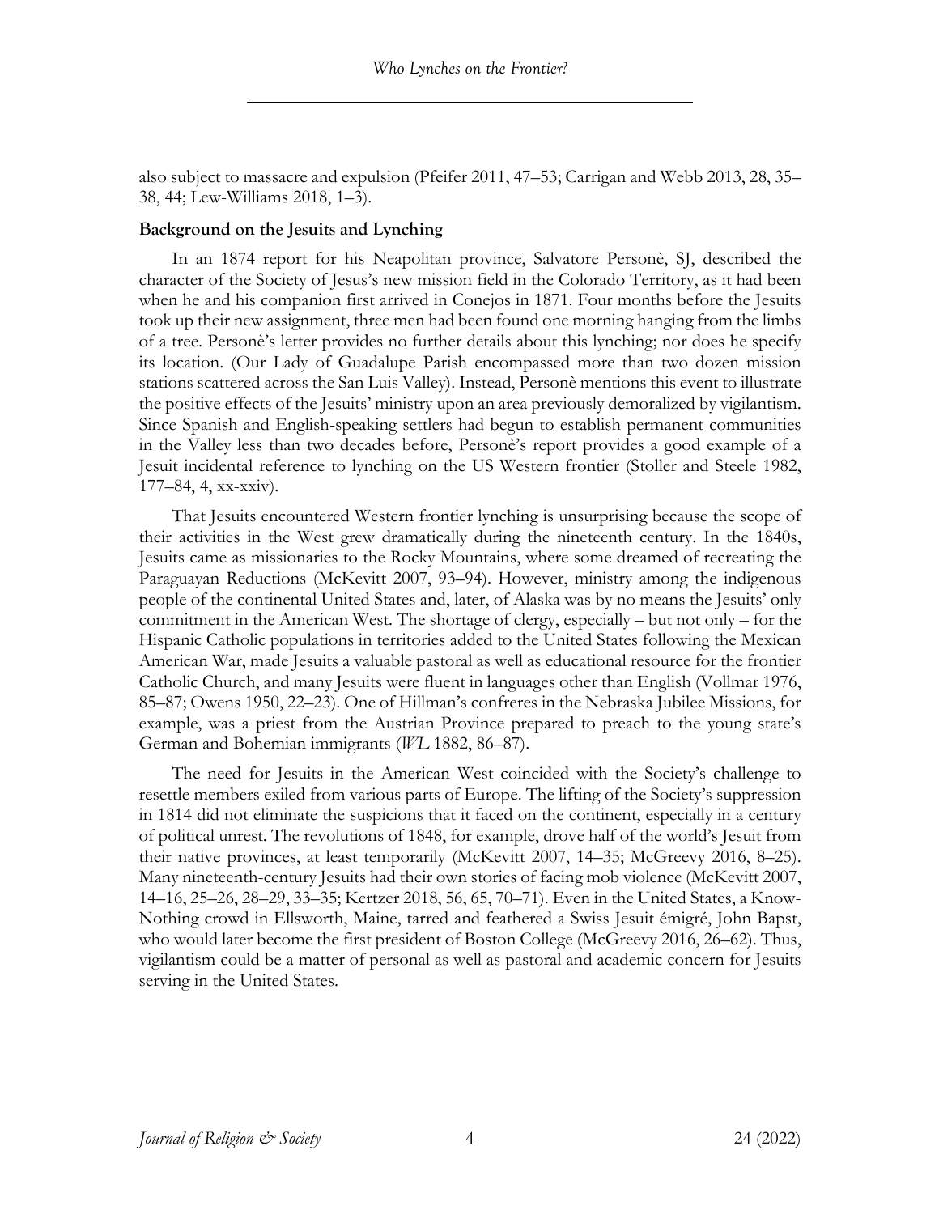also subject to massacre and expulsion (Pfeifer 2011, 47–53; Carrigan and Webb 2013, 28, 35–38, 44; Lew-Williams 2018, 1–3).

### Background on the Jesuits and Lynching

In an 1874 report for his Neapolitan province, Salvatore Personè, SJ, described the character of the Society of Jesus's new mission field in the Colorado Territory, as it had been when he and his companion first arrived in Conejos in 1871. Four months before the Jesuits took up their new assignment, three men had been found one morning hanging from the limbs of a tree. Personè's letter provides no further details about this lynching; nor does he specify its location. (Our Lady of Guadalupe Parish encompassed more than two dozen mission stations scattered across the San Luis Valley). Instead, Personè mentions this event to illustrate the positive effects of the Jesuits' ministry upon an area previously demoralized by vigilantism. Since Spanish and English-speaking settlers had begun to establish permanent communities in the Valley less than two decades before, Personè's report provides a good example of a Jesuit incidental reference to lynching on the US Western frontier (Stoller and Steele 1982, 177–84, 4, xx-xxiv).

That Jesuits encountered Western frontier lynching is unsurprising because the scope of their activities in the West grew dramatically during the nineteenth century. In the 1840s, Jesuits came as missionaries to the Rocky Mountains, where some dreamed of recreating the Paraguayan Reductions (McKevitt 2007, 93–94). However, ministry among the indigenous people of the continental United States and, later, of Alaska was by no means the Jesuits' only commitment in the American West. The shortage of clergy, especially – but not only – for the Hispanic Catholic populations in territories added to the United States following the Mexican American War, made Jesuits a valuable pastoral as well as educational resource for the frontier Catholic Church, and many Jesuits were fluent in languages other than English (Vollmar 1976, 85–87; Owens 1950, 22–23). One of Hillman's confreres in the Nebraska Jubilee Missions, for example, was a priest from the Austrian Province prepared to preach to the young state's German and Bohemian immigrants (*WL* 1882, 86–87).

The need for Jesuits in the American West coincided with the Society's challenge to resettle members exiled from various parts of Europe. The lifting of the Society's suppression in 1814 did not eliminate the suspicions that it faced on the continent, especially in a century of political unrest. The revolutions of 1848, for example, drove half of the world's Jesuit from their native provinces, at least temporarily (McKevitt 2007, 14–35; McGreevy 2016, 8–25). Many nineteenth-century Jesuits had their own stories of facing mob violence (McKevitt 2007, 14–16, 25–26, 28–29, 33–35; Kertzer 2018, 56, 65, 70–71). Even in the United States, a Know-Nothing crowd in Ellsworth, Maine, tarred and feathered a Swiss Jesuit émigré, John Bapst, who would later become the first president of Boston College (McGreevy 2016, 26–62). Thus, vigilantism could be a matter of personal as well as pastoral and academic concern for Jesuits serving in the United States.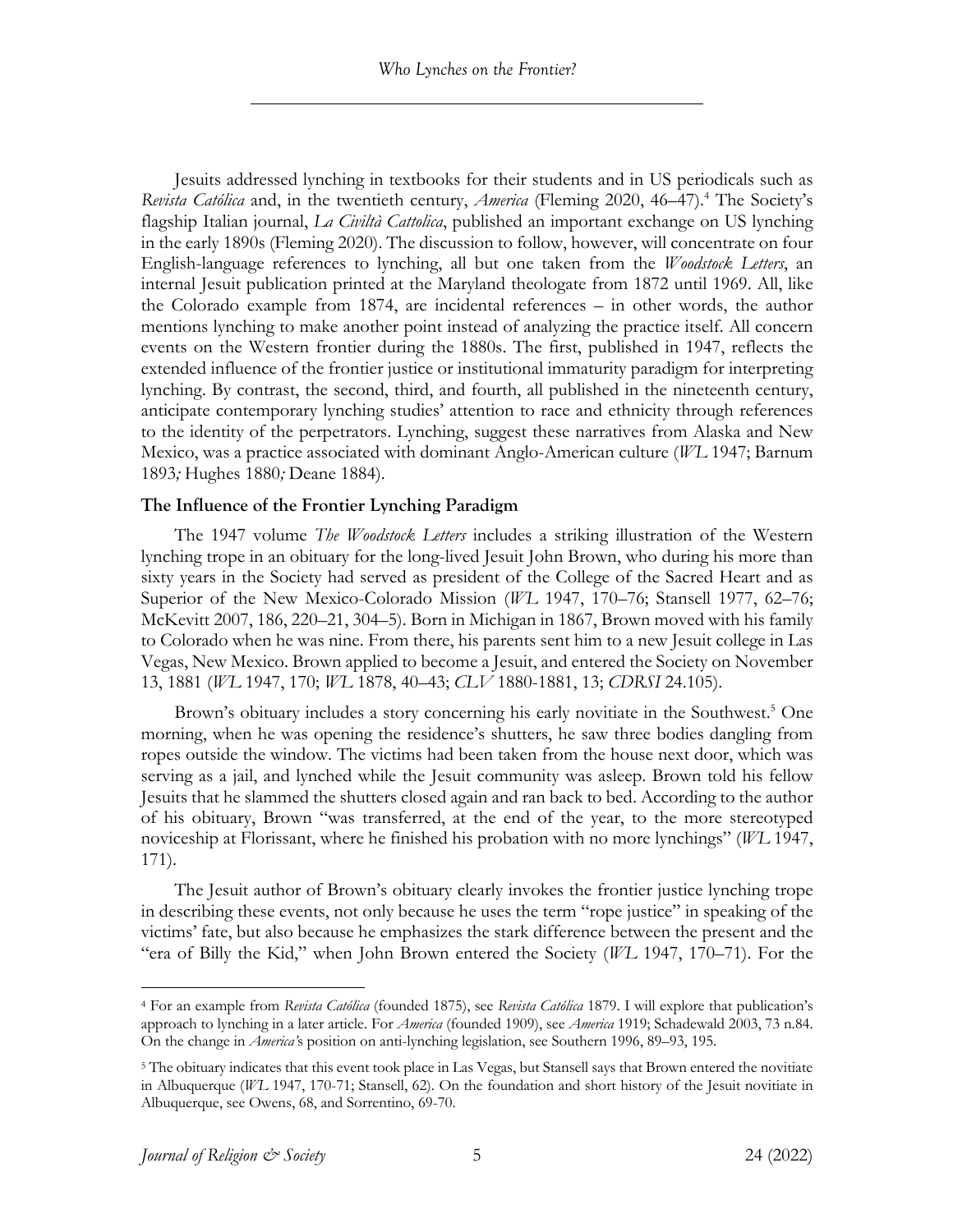Jesuits addressed lynching in textbooks for their students and in US periodicals such as *Revista Católica* and, in the twentieth century, *America* (Fleming 2020, 46–47).[4] The Society's flagship Italian journal, *La Civiltà Cattolica*, published an important exchange on US lynching in the early 1890s (Fleming 2020). The discussion to follow, however, will concentrate on four English-language references to lynching, all but one taken from the *Woodstock Letters*, an internal Jesuit publication printed at the Maryland theologate from 1872 until 1969. All, like the Colorado example from 1874, are incidental references – in other words, the author mentions lynching to make another point instead of analyzing the practice itself. All concern events on the Western frontier during the 1880s. The first, published in 1947, reflects the extended influence of the frontier justice or institutional immaturity paradigm for interpreting lynching. By contrast, the second, third, and fourth, all published in the nineteenth century, anticipate contemporary lynching studies' attention to race and ethnicity through references to the identity of the perpetrators. Lynching, suggest these narratives from Alaska and New Mexico, was a practice associated with dominant Anglo-American culture (*WL* 1947; Barnum 1893*;* Hughes 1880*;* Deane 1884).

### The Influence of the Frontier Lynching Paradigm

The 1947 volume *The Woodstock Letters* includes a striking illustration of the Western lynching trope in an obituary for the long-lived Jesuit John Brown, who during his more than sixty years in the Society had served as president of the College of the Sacred Heart and as Superior of the New Mexico-Colorado Mission (*WL* 1947, 170–76; Stansell 1977, 62–76; McKevitt 2007, 186, 220–21, 304–5). Born in Michigan in 1867, Brown moved with his family to Colorado when he was nine. From there, his parents sent him to a new Jesuit college in Las Vegas, New Mexico. Brown applied to become a Jesuit, and entered the Society on November 13, 1881 (*WL* 1947, 170; *WL* 1878, 40–43; *CLV* 1880-1881, 13; *CDRSI* 24.105).

Brown's obituary includes a story concerning his early novitiate in the Southwest.[5] One morning, when he was opening the residence's shutters, he saw three bodies dangling from ropes outside the window. The victims had been taken from the house next door, which was serving as a jail, and lynched while the Jesuit community was asleep. Brown told his fellow Jesuits that he slammed the shutters closed again and ran back to bed. According to the author of his obituary, Brown "was transferred, at the end of the year, to the more stereotyped noviceship at Florissant, where he finished his probation with no more lynchings" (*WL* 1947, 171).

The Jesuit author of Brown's obituary clearly invokes the frontier justice lynching trope in describing these events, not only because he uses the term "rope justice" in speaking of the victims' fate, but also because he emphasizes the stark difference between the present and the "era of Billy the Kid," when John Brown entered the Society (*WL* 1947, 170–71). For the

---

[4] For an example from *Revista Católica* (founded 1875), see *Revista Católica* 1879. I will explore that publication's approach to lynching in a later article. For *America* (founded 1909), see *America* 1919; Schadewald 2003, 73 n.84. On the change in *America'*s position on anti-lynching legislation, see Southern 1996, 89–93, 195.

[5] The obituary indicates that this event took place in Las Vegas, but Stansell says that Brown entered the novitiate in Albuquerque (*WL* 1947, 170-71; Stansell, 62). On the foundation and short history of the Jesuit novitiate in Albuquerque, see Owens, 68, and Sorrentino, 69-70.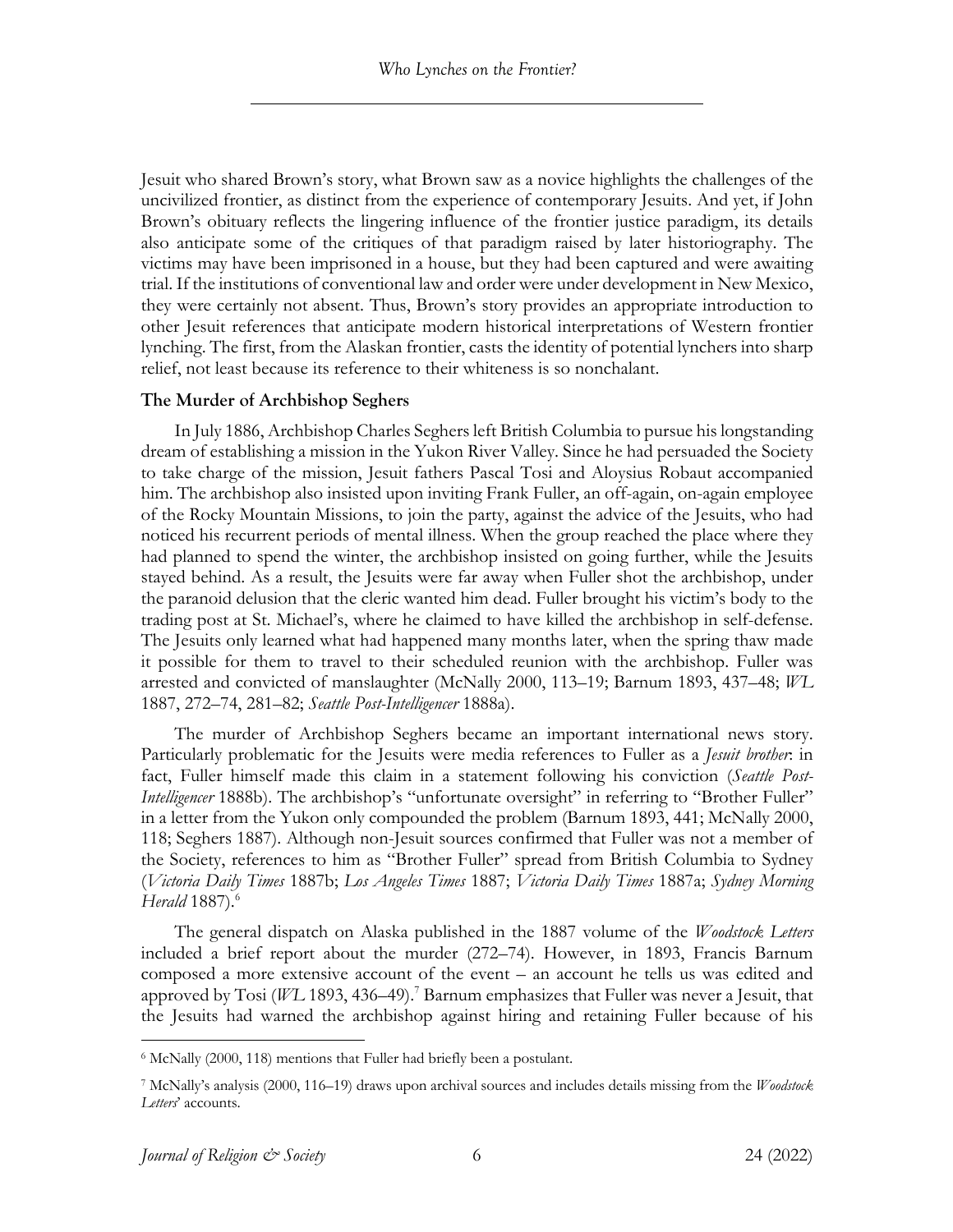Jesuit who shared Brown's story, what Brown saw as a novice highlights the challenges of the uncivilized frontier, as distinct from the experience of contemporary Jesuits. And yet, if John Brown's obituary reflects the lingering influence of the frontier justice paradigm, its details also anticipate some of the critiques of that paradigm raised by later historiography. The victims may have been imprisoned in a house, but they had been captured and were awaiting trial. If the institutions of conventional law and order were under development in New Mexico, they were certainly not absent. Thus, Brown's story provides an appropriate introduction to other Jesuit references that anticipate modern historical interpretations of Western frontier lynching. The first, from the Alaskan frontier, casts the identity of potential lynchers into sharp relief, not least because its reference to their whiteness is so nonchalant.

**The Murder of Archbishop Seghers**

In July 1886, Archbishop Charles Seghers left British Columbia to pursue his longstanding dream of establishing a mission in the Yukon River Valley. Since he had persuaded the Society to take charge of the mission, Jesuit fathers Pascal Tosi and Aloysius Robaut accompanied him. The archbishop also insisted upon inviting Frank Fuller, an off-again, on-again employee of the Rocky Mountain Missions, to join the party, against the advice of the Jesuits, who had noticed his recurrent periods of mental illness. When the group reached the place where they had planned to spend the winter, the archbishop insisted on going further, while the Jesuits stayed behind. As a result, the Jesuits were far away when Fuller shot the archbishop, under the paranoid delusion that the cleric wanted him dead. Fuller brought his victim's body to the trading post at St. Michael's, where he claimed to have killed the archbishop in self-defense. The Jesuits only learned what had happened many months later, when the spring thaw made it possible for them to travel to their scheduled reunion with the archbishop. Fuller was arrested and convicted of manslaughter (McNally 2000, 113–19; Barnum 1893, 437–48; *WL* 1887, 272–74, 281–82; *Seattle Post-Intelligencer* 1888a).

The murder of Archbishop Seghers became an important international news story. Particularly problematic for the Jesuits were media references to Fuller as a *Jesuit brother*: in fact, Fuller himself made this claim in a statement following his conviction (*Seattle Post-Intelligencer* 1888b). The archbishop's "unfortunate oversight" in referring to "Brother Fuller" in a letter from the Yukon only compounded the problem (Barnum 1893, 441; McNally 2000, 118; Seghers 1887). Although non-Jesuit sources confirmed that Fuller was not a member of the Society, references to him as "Brother Fuller" spread from British Columbia to Sydney (*Victoria Daily Times* 1887b; *Los Angeles Times* 1887; *Victoria Daily Times* 1887a; *Sydney Morning Herald* 1887).[6]

The general dispatch on Alaska published in the 1887 volume of the *Woodstock Letters* included a brief report about the murder (272–74). However, in 1893, Francis Barnum composed a more extensive account of the event – an account he tells us was edited and approved by Tosi (*WL* 1893, 436–49).[7] Barnum emphasizes that Fuller was never a Jesuit, that the Jesuits had warned the archbishop against hiring and retaining Fuller because of his

---

[6] McNally (2000, 118) mentions that Fuller had briefly been a postulant.

[7] McNally's analysis (2000, 116–19) draws upon archival sources and includes details missing from the *Woodstock Letters*' accounts.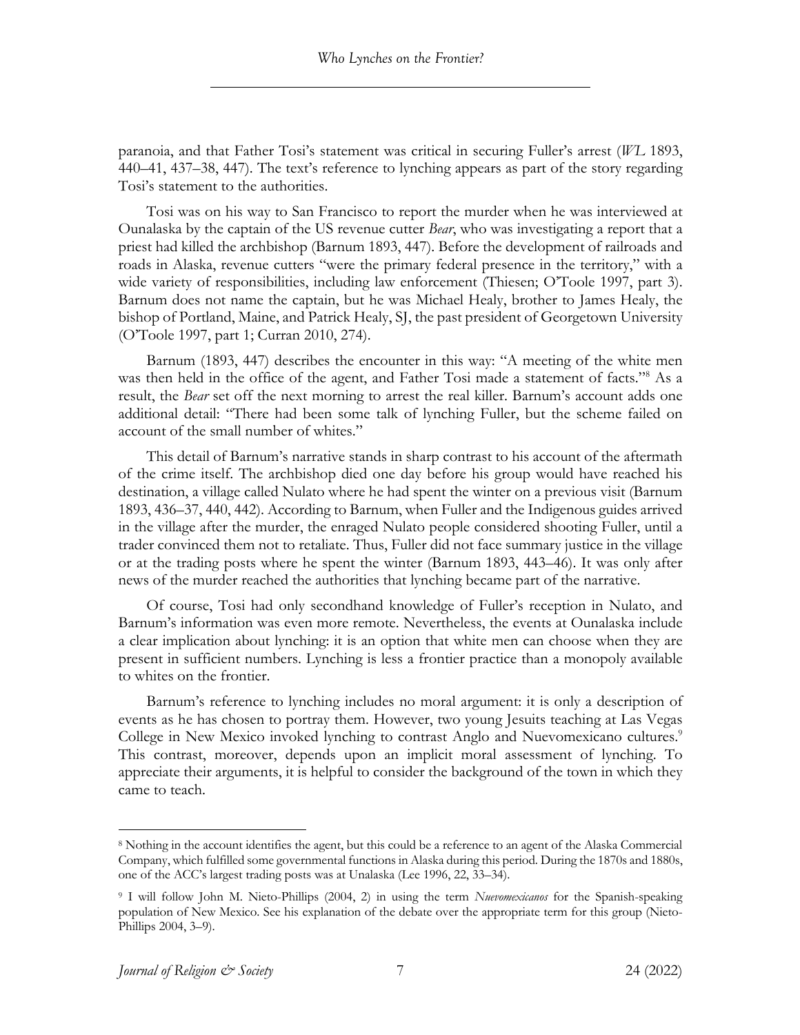paranoia, and that Father Tosi's statement was critical in securing Fuller's arrest (*WL* 1893, 440–41, 437–38, 447). The text's reference to lynching appears as part of the story regarding Tosi's statement to the authorities.

Tosi was on his way to San Francisco to report the murder when he was interviewed at Ounalaska by the captain of the US revenue cutter *Bear*, who was investigating a report that a priest had killed the archbishop (Barnum 1893, 447). Before the development of railroads and roads in Alaska, revenue cutters "were the primary federal presence in the territory," with a wide variety of responsibilities, including law enforcement (Thiesen; O'Toole 1997, part 3). Barnum does not name the captain, but he was Michael Healy, brother to James Healy, the bishop of Portland, Maine, and Patrick Healy, SJ, the past president of Georgetown University (O'Toole 1997, part 1; Curran 2010, 274).

Barnum (1893, 447) describes the encounter in this way: "A meeting of the white men was then held in the office of the agent, and Father Tosi made a statement of facts."[8] As a result, the *Bear* set off the next morning to arrest the real killer. Barnum's account adds one additional detail: "There had been some talk of lynching Fuller, but the scheme failed on account of the small number of whites."

This detail of Barnum's narrative stands in sharp contrast to his account of the aftermath of the crime itself. The archbishop died one day before his group would have reached his destination, a village called Nulato where he had spent the winter on a previous visit (Barnum 1893, 436–37, 440, 442). According to Barnum, when Fuller and the Indigenous guides arrived in the village after the murder, the enraged Nulato people considered shooting Fuller, until a trader convinced them not to retaliate. Thus, Fuller did not face summary justice in the village or at the trading posts where he spent the winter (Barnum 1893, 443–46). It was only after news of the murder reached the authorities that lynching became part of the narrative.

Of course, Tosi had only secondhand knowledge of Fuller's reception in Nulato, and Barnum's information was even more remote. Nevertheless, the events at Ounalaska include a clear implication about lynching: it is an option that white men can choose when they are present in sufficient numbers. Lynching is less a frontier practice than a monopoly available to whites on the frontier.

Barnum's reference to lynching includes no moral argument: it is only a description of events as he has chosen to portray them. However, two young Jesuits teaching at Las Vegas College in New Mexico invoked lynching to contrast Anglo and Nuevomexicano cultures.[9] This contrast, moreover, depends upon an implicit moral assessment of lynching. To appreciate their arguments, it is helpful to consider the background of the town in which they came to teach.

---

[8] Nothing in the account identifies the agent, but this could be a reference to an agent of the Alaska Commercial Company, which fulfilled some governmental functions in Alaska during this period. During the 1870s and 1880s, one of the ACC's largest trading posts was at Unalaska (Lee 1996, 22, 33–34).

[9] I will follow John M. Nieto-Phillips (2004, 2) in using the term *Nuevomexicanos* for the Spanish-speaking population of New Mexico. See his explanation of the debate over the appropriate term for this group (Nieto-Phillips 2004, 3–9).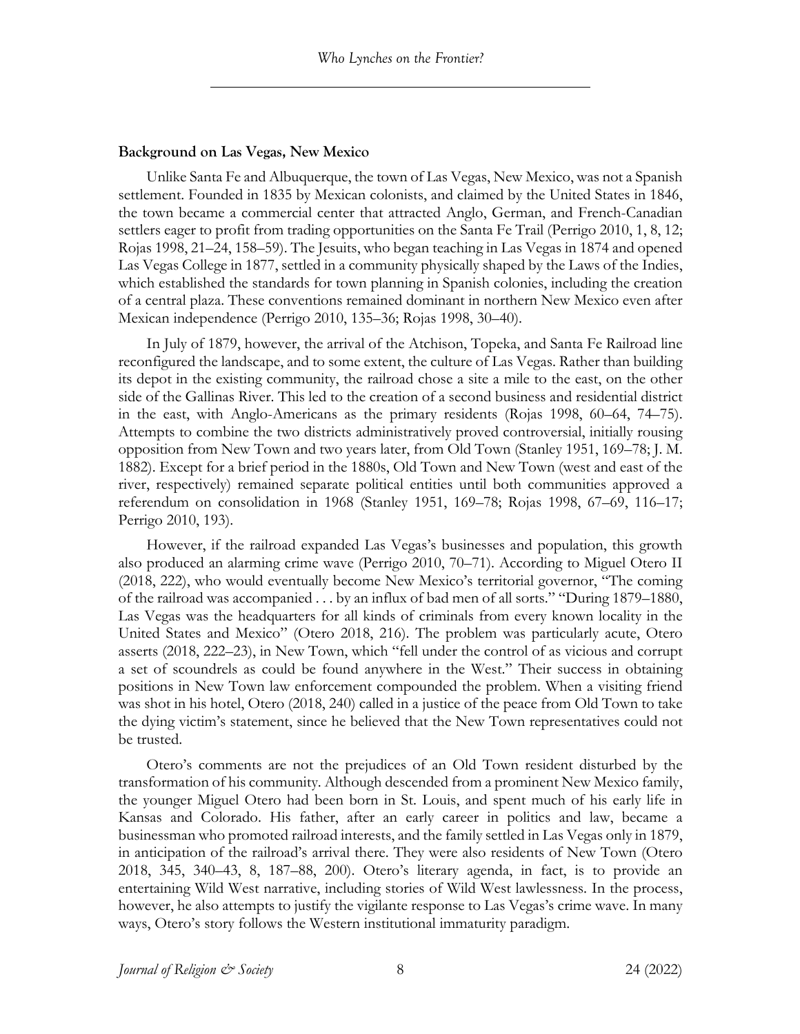### Background on Las Vegas, New Mexico

Unlike Santa Fe and Albuquerque, the town of Las Vegas, New Mexico, was not a Spanish settlement. Founded in 1835 by Mexican colonists, and claimed by the United States in 1846, the town became a commercial center that attracted Anglo, German, and French-Canadian settlers eager to profit from trading opportunities on the Santa Fe Trail (Perrigo 2010, 1, 8, 12; Rojas 1998, 21–24, 158–59). The Jesuits, who began teaching in Las Vegas in 1874 and opened Las Vegas College in 1877, settled in a community physically shaped by the Laws of the Indies, which established the standards for town planning in Spanish colonies, including the creation of a central plaza. These conventions remained dominant in northern New Mexico even after Mexican independence (Perrigo 2010, 135–36; Rojas 1998, 30–40).

In July of 1879, however, the arrival of the Atchison, Topeka, and Santa Fe Railroad line reconfigured the landscape, and to some extent, the culture of Las Vegas. Rather than building its depot in the existing community, the railroad chose a site a mile to the east, on the other side of the Gallinas River. This led to the creation of a second business and residential district in the east, with Anglo-Americans as the primary residents (Rojas 1998, 60–64, 74–75). Attempts to combine the two districts administratively proved controversial, initially rousing opposition from New Town and two years later, from Old Town (Stanley 1951, 169–78; J. M. 1882). Except for a brief period in the 1880s, Old Town and New Town (west and east of the river, respectively) remained separate political entities until both communities approved a referendum on consolidation in 1968 (Stanley 1951, 169–78; Rojas 1998, 67–69, 116–17; Perrigo 2010, 193).

However, if the railroad expanded Las Vegas's businesses and population, this growth also produced an alarming crime wave (Perrigo 2010, 70–71). According to Miguel Otero II (2018, 222), who would eventually become New Mexico's territorial governor, "The coming of the railroad was accompanied . . . by an influx of bad men of all sorts." "During 1879–1880, Las Vegas was the headquarters for all kinds of criminals from every known locality in the United States and Mexico" (Otero 2018, 216). The problem was particularly acute, Otero asserts (2018, 222–23), in New Town, which "fell under the control of as vicious and corrupt a set of scoundrels as could be found anywhere in the West." Their success in obtaining positions in New Town law enforcement compounded the problem. When a visiting friend was shot in his hotel, Otero (2018, 240) called in a justice of the peace from Old Town to take the dying victim's statement, since he believed that the New Town representatives could not be trusted.

Otero's comments are not the prejudices of an Old Town resident disturbed by the transformation of his community. Although descended from a prominent New Mexico family, the younger Miguel Otero had been born in St. Louis, and spent much of his early life in Kansas and Colorado. His father, after an early career in politics and law, became a businessman who promoted railroad interests, and the family settled in Las Vegas only in 1879, in anticipation of the railroad's arrival there. They were also residents of New Town (Otero 2018, 345, 340–43, 8, 187–88, 200). Otero's literary agenda, in fact, is to provide an entertaining Wild West narrative, including stories of Wild West lawlessness. In the process, however, he also attempts to justify the vigilante response to Las Vegas's crime wave. In many ways, Otero's story follows the Western institutional immaturity paradigm.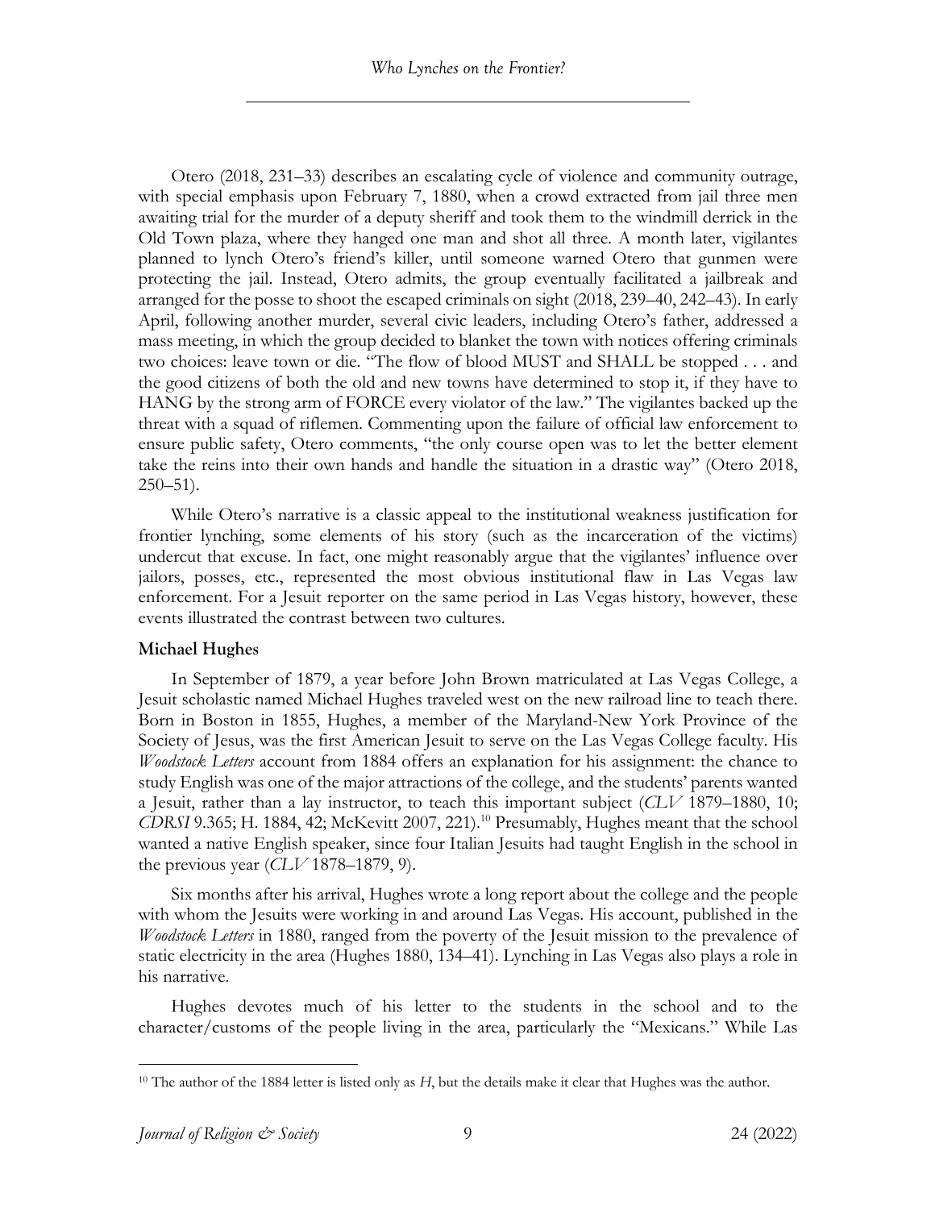Otero (2018, 231–33) describes an escalating cycle of violence and community outrage, with special emphasis upon February 7, 1880, when a crowd extracted from jail three men awaiting trial for the murder of a deputy sheriff and took them to the windmill derrick in the Old Town plaza, where they hanged one man and shot all three. A month later, vigilantes planned to lynch Otero's friend's killer, until someone warned Otero that gunmen were protecting the jail. Instead, Otero admits, the group eventually facilitated a jailbreak and arranged for the posse to shoot the escaped criminals on sight (2018, 239–40, 242–43). In early April, following another murder, several civic leaders, including Otero's father, addressed a mass meeting, in which the group decided to blanket the town with notices offering criminals two choices: leave town or die. "The flow of blood MUST and SHALL be stopped . . . and the good citizens of both the old and new towns have determined to stop it, if they have to HANG by the strong arm of FORCE every violator of the law." The vigilantes backed up the threat with a squad of riflemen. Commenting upon the failure of official law enforcement to ensure public safety, Otero comments, "the only course open was to let the better element take the reins into their own hands and handle the situation in a drastic way" (Otero 2018, 250–51).

While Otero's narrative is a classic appeal to the institutional weakness justification for frontier lynching, some elements of his story (such as the incarceration of the victims) undercut that excuse. In fact, one might reasonably argue that the vigilantes' influence over jailors, posses, etc., represented the most obvious institutional flaw in Las Vegas law enforcement. For a Jesuit reporter on the same period in Las Vegas history, however, these events illustrated the contrast between two cultures.

### Michael Hughes

In September of 1879, a year before John Brown matriculated at Las Vegas College, a Jesuit scholastic named Michael Hughes traveled west on the new railroad line to teach there. Born in Boston in 1855, Hughes, a member of the Maryland-New York Province of the Society of Jesus, was the first American Jesuit to serve on the Las Vegas College faculty. His *Woodstock Letters* account from 1884 offers an explanation for his assignment: the chance to study English was one of the major attractions of the college, and the students' parents wanted a Jesuit, rather than a lay instructor, to teach this important subject (*CLV* 1879–1880, 10; *CDRSI* 9.365; H. 1884, 42; McKevitt 2007, 221).[10] Presumably, Hughes meant that the school wanted a native English speaker, since four Italian Jesuits had taught English in the school in the previous year (*CLV* 1878–1879, 9).

Six months after his arrival, Hughes wrote a long report about the college and the people with whom the Jesuits were working in and around Las Vegas. His account, published in the *Woodstock Letters* in 1880, ranged from the poverty of the Jesuit mission to the prevalence of static electricity in the area (Hughes 1880, 134–41). Lynching in Las Vegas also plays a role in his narrative.

Hughes devotes much of his letter to the students in the school and to the character/customs of the people living in the area, particularly the "Mexicans." While Las

[10] The author of the 1884 letter is listed only as *H*, but the details make it clear that Hughes was the author.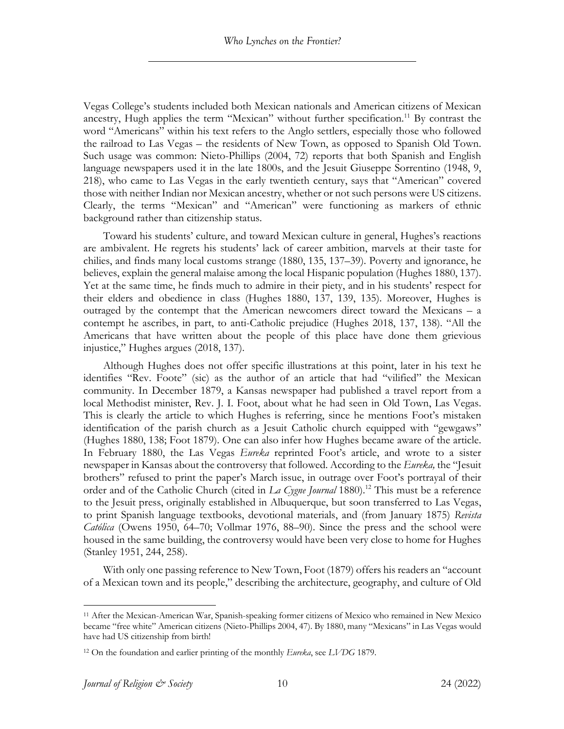Vegas College's students included both Mexican nationals and American citizens of Mexican ancestry, Hugh applies the term "Mexican" without further specification.[11] By contrast the word "Americans" within his text refers to the Anglo settlers, especially those who followed the railroad to Las Vegas – the residents of New Town, as opposed to Spanish Old Town. Such usage was common: Nieto-Phillips (2004, 72) reports that both Spanish and English language newspapers used it in the late 1800s, and the Jesuit Giuseppe Sorrentino (1948, 9, 218), who came to Las Vegas in the early twentieth century, says that "American" covered those with neither Indian nor Mexican ancestry, whether or not such persons were US citizens. Clearly, the terms "Mexican" and "American" were functioning as markers of ethnic background rather than citizenship status.

Toward his students' culture, and toward Mexican culture in general, Hughes's reactions are ambivalent. He regrets his students' lack of career ambition, marvels at their taste for chilies, and finds many local customs strange (1880, 135, 137–39). Poverty and ignorance, he believes, explain the general malaise among the local Hispanic population (Hughes 1880, 137). Yet at the same time, he finds much to admire in their piety, and in his students' respect for their elders and obedience in class (Hughes 1880, 137, 139, 135). Moreover, Hughes is outraged by the contempt that the American newcomers direct toward the Mexicans – a contempt he ascribes, in part, to anti-Catholic prejudice (Hughes 2018, 137, 138). "All the Americans that have written about the people of this place have done them grievious injustice," Hughes argues (2018, 137).

Although Hughes does not offer specific illustrations at this point, later in his text he identifies "Rev. Foote" (sic) as the author of an article that had "vilified" the Mexican community. In December 1879, a Kansas newspaper had published a travel report from a local Methodist minister, Rev. J. I. Foot, about what he had seen in Old Town, Las Vegas. This is clearly the article to which Hughes is referring, since he mentions Foot's mistaken identification of the parish church as a Jesuit Catholic church equipped with "gewgaws" (Hughes 1880, 138; Foot 1879). One can also infer how Hughes became aware of the article. In February 1880, the Las Vegas *Eureka* reprinted Foot's article, and wrote to a sister newspaper in Kansas about the controversy that followed. According to the *Eureka,* the "Jesuit brothers" refused to print the paper's March issue, in outrage over Foot's portrayal of their order and of the Catholic Church (cited in *La Cygne Journal* 1880).[12] This must be a reference to the Jesuit press, originally established in Albuquerque, but soon transferred to Las Vegas, to print Spanish language textbooks, devotional materials, and (from January 1875) *Revista Católica* (Owens 1950, 64–70; Vollmar 1976, 88–90). Since the press and the school were housed in the same building, the controversy would have been very close to home for Hughes (Stanley 1951, 244, 258).

With only one passing reference to New Town, Foot (1879) offers his readers an "account of a Mexican town and its people," describing the architecture, geography, and culture of Old

[11] After the Mexican-American War, Spanish-speaking former citizens of Mexico who remained in New Mexico became "free white" American citizens (Nieto-Phillips 2004, 47). By 1880, many "Mexicans" in Las Vegas would have had US citizenship from birth!

[12] On the foundation and earlier printing of the monthly *Eureka*, see *LVDG* 1879.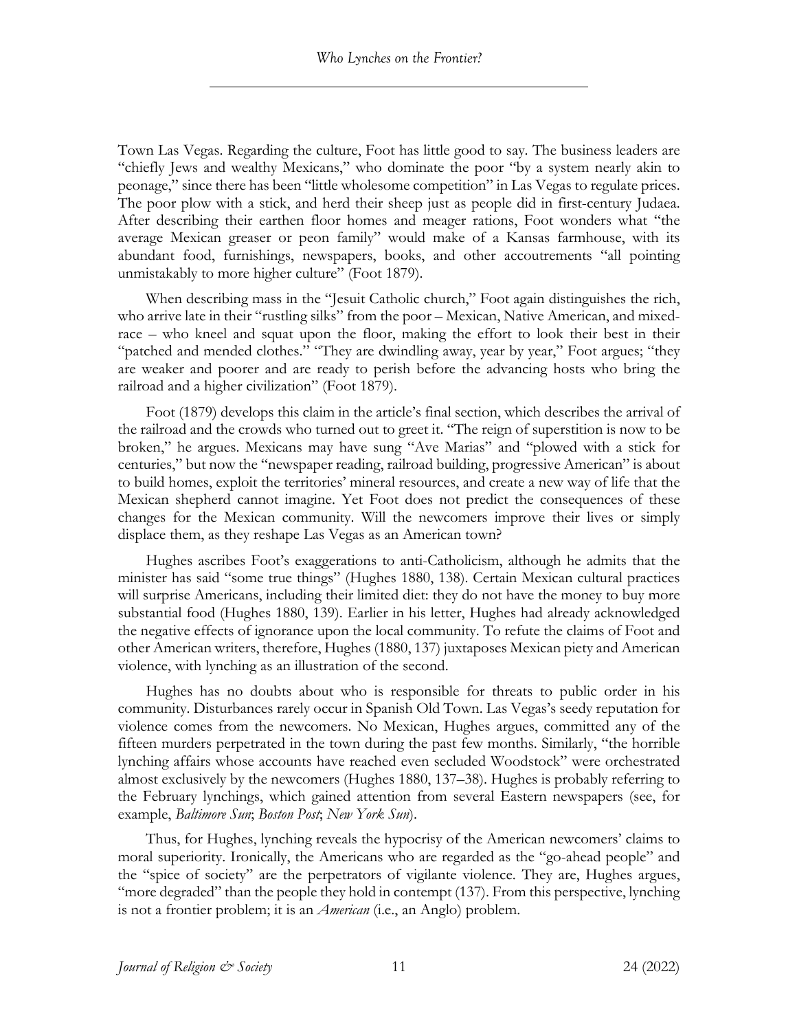Town Las Vegas. Regarding the culture, Foot has little good to say. The business leaders are "chiefly Jews and wealthy Mexicans," who dominate the poor "by a system nearly akin to peonage," since there has been "little wholesome competition" in Las Vegas to regulate prices. The poor plow with a stick, and herd their sheep just as people did in first-century Judaea. After describing their earthen floor homes and meager rations, Foot wonders what "the average Mexican greaser or peon family" would make of a Kansas farmhouse, with its abundant food, furnishings, newspapers, books, and other accoutrements "all pointing unmistakably to more higher culture" (Foot 1879).

When describing mass in the "Jesuit Catholic church," Foot again distinguishes the rich, who arrive late in their "rustling silks" from the poor – Mexican, Native American, and mixed-race – who kneel and squat upon the floor, making the effort to look their best in their "patched and mended clothes." "They are dwindling away, year by year," Foot argues; "they are weaker and poorer and are ready to perish before the advancing hosts who bring the railroad and a higher civilization" (Foot 1879).

Foot (1879) develops this claim in the article's final section, which describes the arrival of the railroad and the crowds who turned out to greet it. "The reign of superstition is now to be broken," he argues. Mexicans may have sung "Ave Marias" and "plowed with a stick for centuries," but now the "newspaper reading, railroad building, progressive American" is about to build homes, exploit the territories' mineral resources, and create a new way of life that the Mexican shepherd cannot imagine. Yet Foot does not predict the consequences of these changes for the Mexican community. Will the newcomers improve their lives or simply displace them, as they reshape Las Vegas as an American town?

Hughes ascribes Foot's exaggerations to anti-Catholicism, although he admits that the minister has said "some true things" (Hughes 1880, 138). Certain Mexican cultural practices will surprise Americans, including their limited diet: they do not have the money to buy more substantial food (Hughes 1880, 139). Earlier in his letter, Hughes had already acknowledged the negative effects of ignorance upon the local community. To refute the claims of Foot and other American writers, therefore, Hughes (1880, 137) juxtaposes Mexican piety and American violence, with lynching as an illustration of the second.

Hughes has no doubts about who is responsible for threats to public order in his community. Disturbances rarely occur in Spanish Old Town. Las Vegas's seedy reputation for violence comes from the newcomers. No Mexican, Hughes argues, committed any of the fifteen murders perpetrated in the town during the past few months. Similarly, "the horrible lynching affairs whose accounts have reached even secluded Woodstock" were orchestrated almost exclusively by the newcomers (Hughes 1880, 137–38). Hughes is probably referring to the February lynchings, which gained attention from several Eastern newspapers (see, for example, *Baltimore Sun*; *Boston Post*; *New York Sun*).

Thus, for Hughes, lynching reveals the hypocrisy of the American newcomers' claims to moral superiority. Ironically, the Americans who are regarded as the "go-ahead people" and the "spice of society" are the perpetrators of vigilante violence. They are, Hughes argues, "more degraded" than the people they hold in contempt (137). From this perspective, lynching is not a frontier problem; it is an *American* (i.e., an Anglo) problem.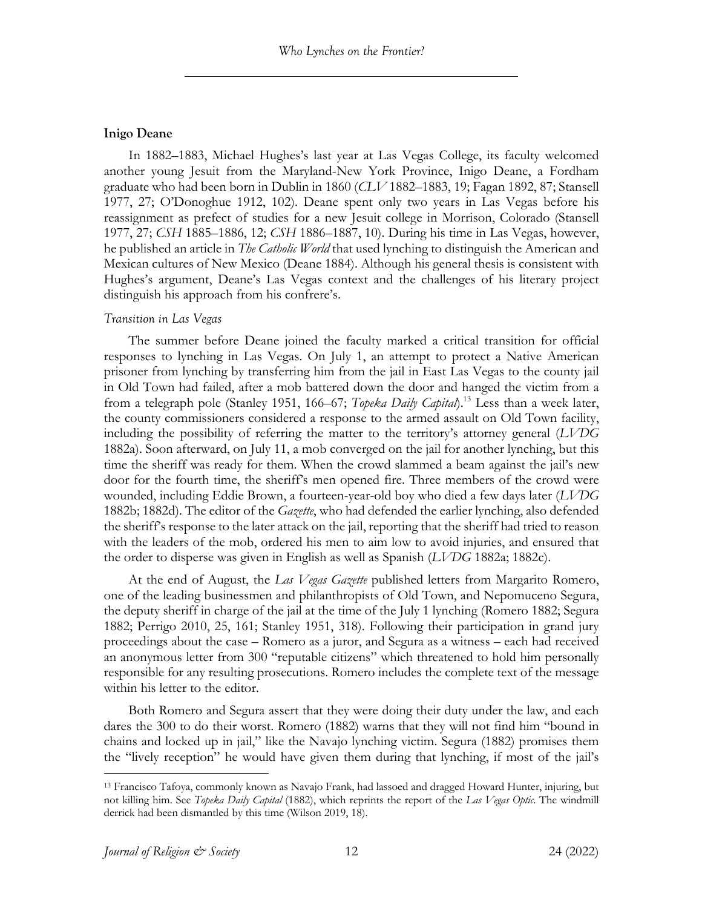### Inigo Deane

In 1882–1883, Michael Hughes's last year at Las Vegas College, its faculty welcomed another young Jesuit from the Maryland-New York Province, Inigo Deane, a Fordham graduate who had been born in Dublin in 1860 (*CLV* 1882–1883, 19; Fagan 1892, 87; Stansell 1977, 27; O'Donoghue 1912, 102). Deane spent only two years in Las Vegas before his reassignment as prefect of studies for a new Jesuit college in Morrison, Colorado (Stansell 1977, 27; *CSH* 1885–1886, 12; *CSH* 1886–1887, 10). During his time in Las Vegas, however, he published an article in *The Catholic World* that used lynching to distinguish the American and Mexican cultures of New Mexico (Deane 1884). Although his general thesis is consistent with Hughes's argument, Deane's Las Vegas context and the challenges of his literary project distinguish his approach from his confrere's.

*Transition in Las Vegas*

The summer before Deane joined the faculty marked a critical transition for official responses to lynching in Las Vegas. On July 1, an attempt to protect a Native American prisoner from lynching by transferring him from the jail in East Las Vegas to the county jail in Old Town had failed, after a mob battered down the door and hanged the victim from a from a telegraph pole (Stanley 1951, 166–67; *Topeka Daily Capital*).[13] Less than a week later, the county commissioners considered a response to the armed assault on Old Town facility, including the possibility of referring the matter to the territory's attorney general (*LVDG* 1882a). Soon afterward, on July 11, a mob converged on the jail for another lynching, but this time the sheriff was ready for them. When the crowd slammed a beam against the jail's new door for the fourth time, the sheriff's men opened fire. Three members of the crowd were wounded, including Eddie Brown, a fourteen-year-old boy who died a few days later (*LVDG* 1882b; 1882d). The editor of the *Gazette*, who had defended the earlier lynching, also defended the sheriff's response to the later attack on the jail, reporting that the sheriff had tried to reason with the leaders of the mob, ordered his men to aim low to avoid injuries, and ensured that the order to disperse was given in English as well as Spanish (*LVDG* 1882a; 1882c).

At the end of August, the *Las Vegas Gazette* published letters from Margarito Romero, one of the leading businessmen and philanthropists of Old Town, and Nepomuceno Segura, the deputy sheriff in charge of the jail at the time of the July 1 lynching (Romero 1882; Segura 1882; Perrigo 2010, 25, 161; Stanley 1951, 318). Following their participation in grand jury proceedings about the case – Romero as a juror, and Segura as a witness – each had received an anonymous letter from 300 "reputable citizens" which threatened to hold him personally responsible for any resulting prosecutions. Romero includes the complete text of the message within his letter to the editor.

Both Romero and Segura assert that they were doing their duty under the law, and each dares the 300 to do their worst. Romero (1882) warns that they will not find him "bound in chains and locked up in jail," like the Navajo lynching victim. Segura (1882) promises them the "lively reception" he would have given them during that lynching, if most of the jail's

---

[13] Francisco Tafoya, commonly known as Navajo Frank, had lassoed and dragged Howard Hunter, injuring, but not killing him. See *Topeka Daily Capital* (1882), which reprints the report of the *Las Vegas Optic*. The windmill derrick had been dismantled by this time (Wilson 2019, 18).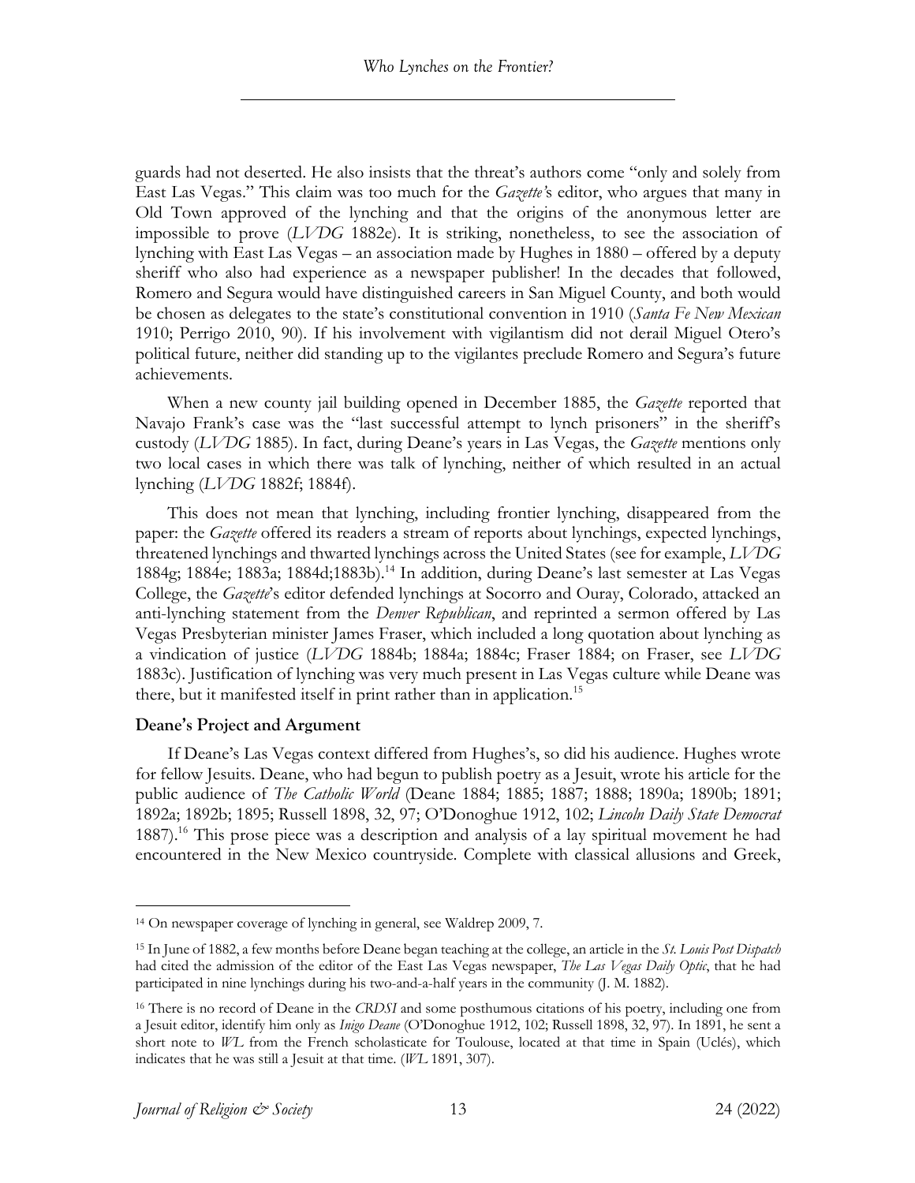guards had not deserted. He also insists that the threat's authors come "only and solely from East Las Vegas." This claim was too much for the *Gazette'*s editor, who argues that many in Old Town approved of the lynching and that the origins of the anonymous letter are impossible to prove (*LVDG* 1882e). It is striking, nonetheless, to see the association of lynching with East Las Vegas – an association made by Hughes in 1880 – offered by a deputy sheriff who also had experience as a newspaper publisher! In the decades that followed, Romero and Segura would have distinguished careers in San Miguel County, and both would be chosen as delegates to the state's constitutional convention in 1910 (*Santa Fe New Mexican* 1910; Perrigo 2010, 90). If his involvement with vigilantism did not derail Miguel Otero's political future, neither did standing up to the vigilantes preclude Romero and Segura's future achievements.

When a new county jail building opened in December 1885, the *Gazette* reported that Navajo Frank's case was the "last successful attempt to lynch prisoners" in the sheriff's custody (*LVDG* 1885). In fact, during Deane's years in Las Vegas, the *Gazette* mentions only two local cases in which there was talk of lynching, neither of which resulted in an actual lynching (*LVDG* 1882f; 1884f).

This does not mean that lynching, including frontier lynching, disappeared from the paper: the *Gazette* offered its readers a stream of reports about lynchings, expected lynchings, threatened lynchings and thwarted lynchings across the United States (see for example, *LVDG* 1884g; 1884e; 1883a; 1884d;1883b).[14] In addition, during Deane's last semester at Las Vegas College, the *Gazette*'s editor defended lynchings at Socorro and Ouray, Colorado, attacked an anti-lynching statement from the *Denver Republican*, and reprinted a sermon offered by Las Vegas Presbyterian minister James Fraser, which included a long quotation about lynching as a vindication of justice (*LVDG* 1884b; 1884a; 1884c; Fraser 1884; on Fraser, see *LVDG* 1883c). Justification of lynching was very much present in Las Vegas culture while Deane was there, but it manifested itself in print rather than in application.[15]

### Deane's Project and Argument

If Deane's Las Vegas context differed from Hughes's, so did his audience. Hughes wrote for fellow Jesuits. Deane, who had begun to publish poetry as a Jesuit, wrote his article for the public audience of *The Catholic World* (Deane 1884; 1885; 1887; 1888; 1890a; 1890b; 1891; 1892a; 1892b; 1895; Russell 1898, 32, 97; O'Donoghue 1912, 102; *Lincoln Daily State Democrat* 1887).[16] This prose piece was a description and analysis of a lay spiritual movement he had encountered in the New Mexico countryside. Complete with classical allusions and Greek,

---

[14] On newspaper coverage of lynching in general, see Waldrep 2009, 7.

[15] In June of 1882, a few months before Deane began teaching at the college, an article in the *St. Louis Post Dispatch* had cited the admission of the editor of the East Las Vegas newspaper, *The Las Vegas Daily Optic*, that he had participated in nine lynchings during his two-and-a-half years in the community (J. M. 1882).

[16] There is no record of Deane in the *CRDSI* and some posthumous citations of his poetry, including one from a Jesuit editor, identify him only as *Inigo Deane* (O'Donoghue 1912, 102; Russell 1898, 32, 97). In 1891, he sent a short note to *WL* from the French scholasticate for Toulouse, located at that time in Spain (Uclés), which indicates that he was still a Jesuit at that time. (*WL* 1891, 307).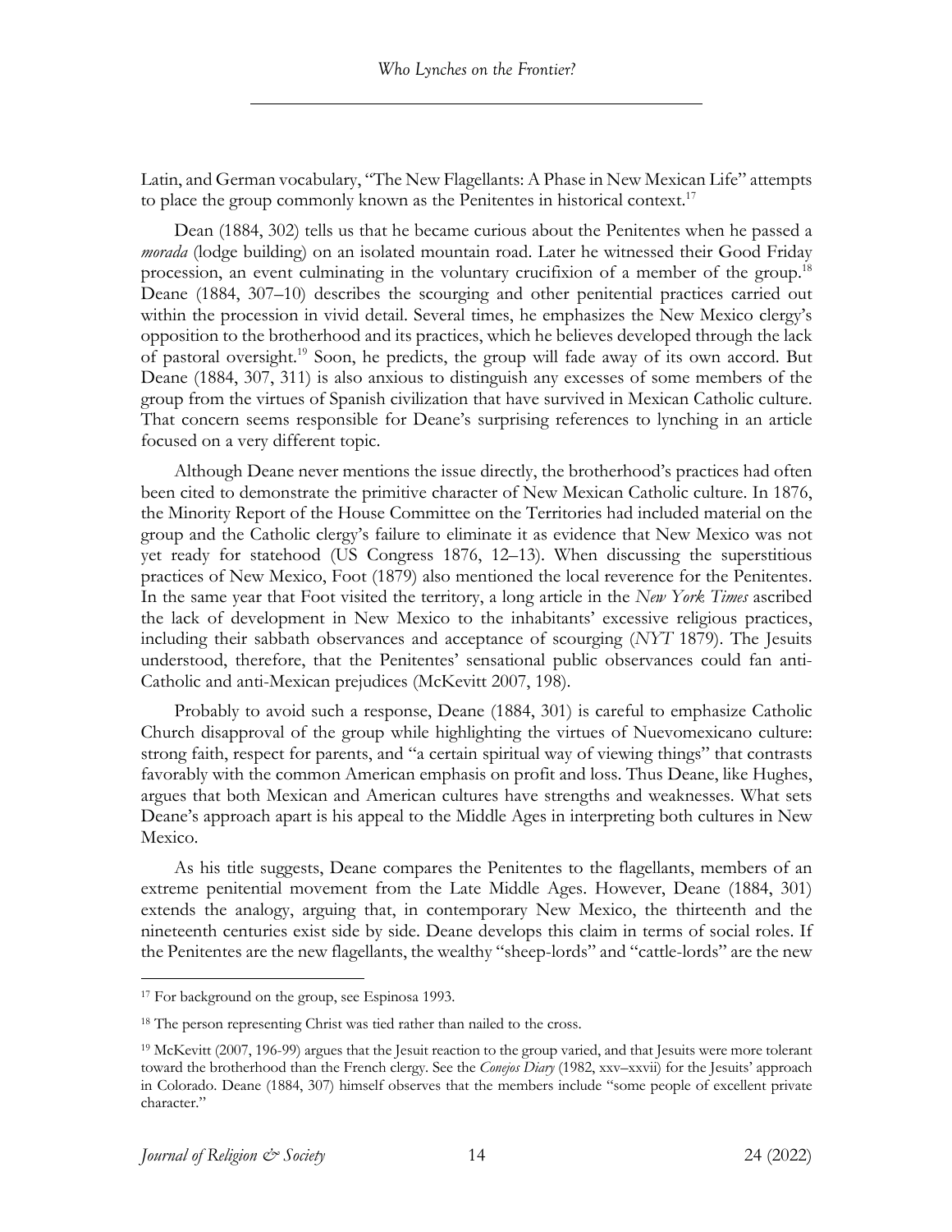Latin, and German vocabulary, "The New Flagellants: A Phase in New Mexican Life" attempts to place the group commonly known as the Penitentes in historical context.[17]

Dean (1884, 302) tells us that he became curious about the Penitentes when he passed a *morada* (lodge building) on an isolated mountain road. Later he witnessed their Good Friday procession, an event culminating in the voluntary crucifixion of a member of the group.[18] Deane (1884, 307–10) describes the scourging and other penitential practices carried out within the procession in vivid detail. Several times, he emphasizes the New Mexico clergy's opposition to the brotherhood and its practices, which he believes developed through the lack of pastoral oversight.[19] Soon, he predicts, the group will fade away of its own accord. But Deane (1884, 307, 311) is also anxious to distinguish any excesses of some members of the group from the virtues of Spanish civilization that have survived in Mexican Catholic culture. That concern seems responsible for Deane's surprising references to lynching in an article focused on a very different topic.

Although Deane never mentions the issue directly, the brotherhood's practices had often been cited to demonstrate the primitive character of New Mexican Catholic culture. In 1876, the Minority Report of the House Committee on the Territories had included material on the group and the Catholic clergy's failure to eliminate it as evidence that New Mexico was not yet ready for statehood (US Congress 1876, 12–13). When discussing the superstitious practices of New Mexico, Foot (1879) also mentioned the local reverence for the Penitentes. In the same year that Foot visited the territory, a long article in the *New York Times* ascribed the lack of development in New Mexico to the inhabitants' excessive religious practices, including their sabbath observances and acceptance of scourging (*NYT* 1879). The Jesuits understood, therefore, that the Penitentes' sensational public observances could fan anti-Catholic and anti-Mexican prejudices (McKevitt 2007, 198).

Probably to avoid such a response, Deane (1884, 301) is careful to emphasize Catholic Church disapproval of the group while highlighting the virtues of Nuevomexicano culture: strong faith, respect for parents, and "a certain spiritual way of viewing things" that contrasts favorably with the common American emphasis on profit and loss. Thus Deane, like Hughes, argues that both Mexican and American cultures have strengths and weaknesses. What sets Deane's approach apart is his appeal to the Middle Ages in interpreting both cultures in New Mexico.

As his title suggests, Deane compares the Penitentes to the flagellants, members of an extreme penitential movement from the Late Middle Ages. However, Deane (1884, 301) extends the analogy, arguing that, in contemporary New Mexico, the thirteenth and the nineteenth centuries exist side by side. Deane develops this claim in terms of social roles. If the Penitentes are the new flagellants, the wealthy "sheep-lords" and "cattle-lords" are the new

---

[17] For background on the group, see Espinosa 1993.

[18] The person representing Christ was tied rather than nailed to the cross.

[19] McKevitt (2007, 196-99) argues that the Jesuit reaction to the group varied, and that Jesuits were more tolerant toward the brotherhood than the French clergy. See the *Conejos Diary* (1982, xxv–xxvii) for the Jesuits' approach in Colorado. Deane (1884, 307) himself observes that the members include "some people of excellent private character."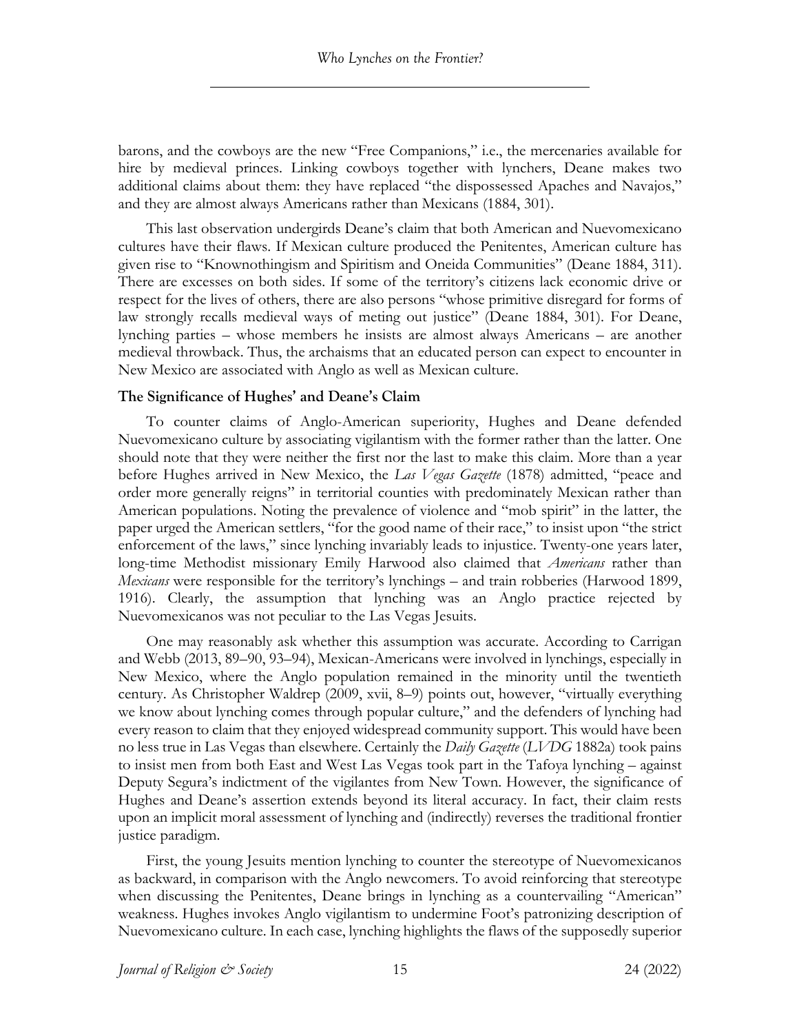barons, and the cowboys are the new "Free Companions," i.e., the mercenaries available for hire by medieval princes. Linking cowboys together with lynchers, Deane makes two additional claims about them: they have replaced "the dispossessed Apaches and Navajos," and they are almost always Americans rather than Mexicans (1884, 301).

This last observation undergirds Deane's claim that both American and Nuevomexicano cultures have their flaws. If Mexican culture produced the Penitentes, American culture has given rise to "Knownothingism and Spiritism and Oneida Communities" (Deane 1884, 311). There are excesses on both sides. If some of the territory's citizens lack economic drive or respect for the lives of others, there are also persons "whose primitive disregard for forms of law strongly recalls medieval ways of meting out justice" (Deane 1884, 301). For Deane, lynching parties – whose members he insists are almost always Americans – are another medieval throwback. Thus, the archaisms that an educated person can expect to encounter in New Mexico are associated with Anglo as well as Mexican culture.

### The Significance of Hughes' and Deane's Claim

To counter claims of Anglo-American superiority, Hughes and Deane defended Nuevomexicano culture by associating vigilantism with the former rather than the latter. One should note that they were neither the first nor the last to make this claim. More than a year before Hughes arrived in New Mexico, the *Las Vegas Gazette* (1878) admitted, "peace and order more generally reigns" in territorial counties with predominately Mexican rather than American populations. Noting the prevalence of violence and "mob spirit" in the latter, the paper urged the American settlers, "for the good name of their race," to insist upon "the strict enforcement of the laws," since lynching invariably leads to injustice. Twenty-one years later, long-time Methodist missionary Emily Harwood also claimed that *Americans* rather than *Mexicans* were responsible for the territory's lynchings – and train robberies (Harwood 1899, 1916). Clearly, the assumption that lynching was an Anglo practice rejected by Nuevomexicanos was not peculiar to the Las Vegas Jesuits.

One may reasonably ask whether this assumption was accurate. According to Carrigan and Webb (2013, 89–90, 93–94), Mexican-Americans were involved in lynchings, especially in New Mexico, where the Anglo population remained in the minority until the twentieth century. As Christopher Waldrep (2009, xvii, 8–9) points out, however, "virtually everything we know about lynching comes through popular culture," and the defenders of lynching had every reason to claim that they enjoyed widespread community support. This would have been no less true in Las Vegas than elsewhere. Certainly the *Daily Gazette* (*LVDG* 1882a) took pains to insist men from both East and West Las Vegas took part in the Tafoya lynching – against Deputy Segura's indictment of the vigilantes from New Town. However, the significance of Hughes and Deane's assertion extends beyond its literal accuracy. In fact, their claim rests upon an implicit moral assessment of lynching and (indirectly) reverses the traditional frontier justice paradigm.

First, the young Jesuits mention lynching to counter the stereotype of Nuevomexicanos as backward, in comparison with the Anglo newcomers. To avoid reinforcing that stereotype when discussing the Penitentes, Deane brings in lynching as a countervailing "American" weakness. Hughes invokes Anglo vigilantism to undermine Foot's patronizing description of Nuevomexicano culture. In each case, lynching highlights the flaws of the supposedly superior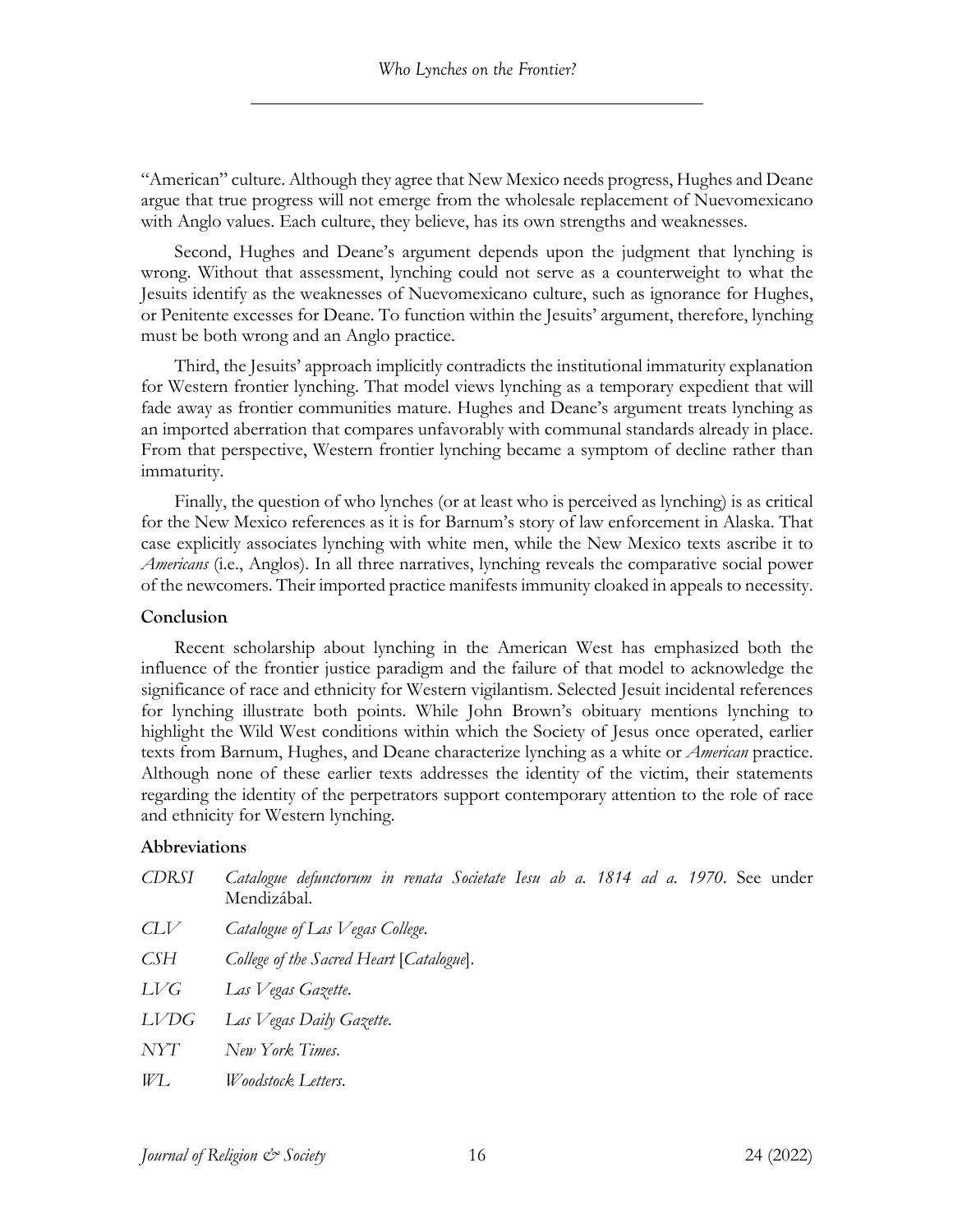"American" culture. Although they agree that New Mexico needs progress, Hughes and Deane argue that true progress will not emerge from the wholesale replacement of Nuevomexicano with Anglo values. Each culture, they believe, has its own strengths and weaknesses.

Second, Hughes and Deane's argument depends upon the judgment that lynching is wrong. Without that assessment, lynching could not serve as a counterweight to what the Jesuits identify as the weaknesses of Nuevomexicano culture, such as ignorance for Hughes, or Penitente excesses for Deane. To function within the Jesuits' argument, therefore, lynching must be both wrong and an Anglo practice.

Third, the Jesuits' approach implicitly contradicts the institutional immaturity explanation for Western frontier lynching. That model views lynching as a temporary expedient that will fade away as frontier communities mature. Hughes and Deane's argument treats lynching as an imported aberration that compares unfavorably with communal standards already in place. From that perspective, Western frontier lynching became a symptom of decline rather than immaturity.

Finally, the question of who lynches (or at least who is perceived as lynching) is as critical for the New Mexico references as it is for Barnum's story of law enforcement in Alaska. That case explicitly associates lynching with white men, while the New Mexico texts ascribe it to *Americans* (i.e., Anglos). In all three narratives, lynching reveals the comparative social power of the newcomers. Their imported practice manifests immunity cloaked in appeals to necessity.

### Conclusion

Recent scholarship about lynching in the American West has emphasized both the influence of the frontier justice paradigm and the failure of that model to acknowledge the significance of race and ethnicity for Western vigilantism. Selected Jesuit incidental references for lynching illustrate both points. While John Brown's obituary mentions lynching to highlight the Wild West conditions within which the Society of Jesus once operated, earlier texts from Barnum, Hughes, and Deane characterize lynching as a white or *American* practice. Although none of these earlier texts addresses the identity of the victim, their statements regarding the identity of the perpetrators support contemporary attention to the role of race and ethnicity for Western lynching.

### Abbreviations

*CDRSI* — *Catalogue defunctorum in renata Societate Iesu ab a. 1814 ad a. 1970*. See under Mendizábal.

*CLV* — *Catalogue of Las Vegas College*.

*CSH* — *College of the Sacred Heart* [*Catalogue*].

*LVG* — *Las Vegas Gazette*.

*LVDG* — *Las Vegas Daily Gazette*.

*NYT* — *New York Times*.

*WL* — *Woodstock Letters*.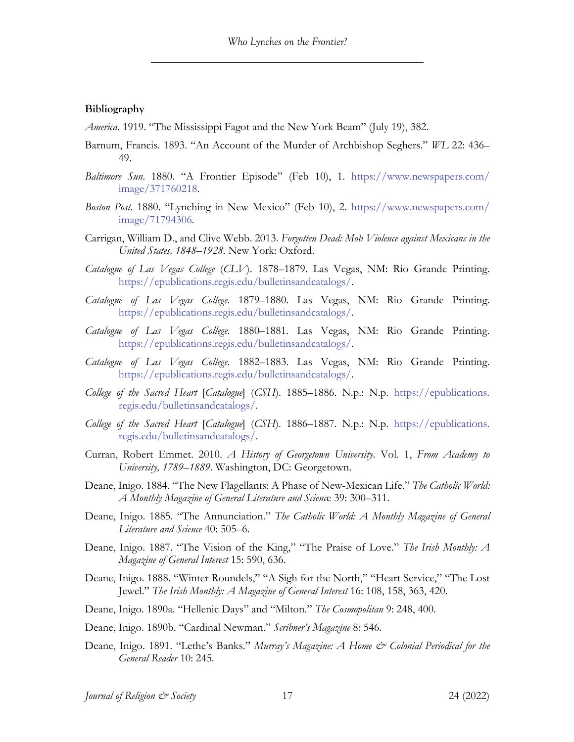## Bibliography

*America*. 1919. "The Mississippi Fagot and the New York Beam" (July 19), 382.

Barnum, Francis. 1893. "An Account of the Murder of Archbishop Seghers." *WL* 22: 436–49.

*Baltimore Sun*. 1880. "A Frontier Episode" (Feb 10), 1. https://www.newspapers.com/image/371760218.

*Boston Post*. 1880. "Lynching in New Mexico" (Feb 10), 2. https://www.newspapers.com/image/71794306.

Carrigan, William D., and Clive Webb. 2013. *Forgotten Dead: Mob Violence against Mexicans in the United States, 1848–1928*. New York: Oxford.

*Catalogue of Las Vegas College* (*CLV*). 1878–1879. Las Vegas, NM: Rio Grande Printing. https://epublications.regis.edu/bulletinsandcatalogs/.

*Catalogue of Las Vegas College*. 1879–1880. Las Vegas, NM: Rio Grande Printing. https://epublications.regis.edu/bulletinsandcatalogs/.

*Catalogue of Las Vegas College*. 1880–1881. Las Vegas, NM: Rio Grande Printing. https://epublications.regis.edu/bulletinsandcatalogs/.

*Catalogue of Las Vegas College*. 1882–1883. Las Vegas, NM: Rio Grande Printing. https://epublications.regis.edu/bulletinsandcatalogs/.

*College of the Sacred Heart* [*Catalogue*] (*CSH*). 1885–1886. N.p.: N.p. https://epublications.regis.edu/bulletinsandcatalogs/.

*College of the Sacred Heart* [*Catalogue*] (*CSH*). 1886–1887. N.p.: N.p. https://epublications.regis.edu/bulletinsandcatalogs/.

Curran, Robert Emmet. 2010. *A History of Georgetown University*. Vol. 1, *From Academy to University, 1789–1889*. Washington, DC: Georgetown.

Deane, Inigo. 1884. "The New Flagellants: A Phase of New-Mexican Life." *The Catholic World: A Monthly Magazine of General Literature and Science* 39: 300–311.

Deane, Inigo. 1885. "The Annunciation." *The Catholic World: A Monthly Magazine of General Literature and Science* 40: 505–6.

Deane, Inigo. 1887. "The Vision of the King," "The Praise of Love." *The Irish Monthly: A Magazine of General Interest* 15: 590, 636.

Deane, Inigo. 1888. "Winter Roundels," "A Sigh for the North," "Heart Service," "The Lost Jewel." *The Irish Monthly: A Magazine of General Interest* 16: 108, 158, 363, 420.

Deane, Inigo. 1890a. "Hellenic Days" and "Milton." *The Cosmopolitan* 9: 248, 400.

Deane, Inigo. 1890b. "Cardinal Newman." *Scribner's Magazine* 8: 546.

Deane, Inigo. 1891. "Lethe's Banks." *Murray's Magazine: A Home & Colonial Periodical for the General Reader* 10: 245.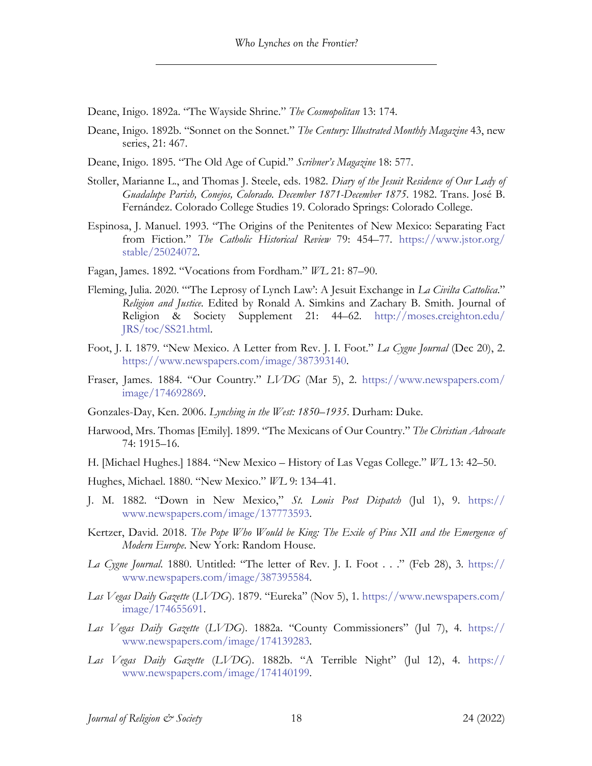Deane, Inigo. 1892a. "The Wayside Shrine." *The Cosmopolitan* 13: 174.

Deane, Inigo. 1892b. "Sonnet on the Sonnet." *The Century: Illustrated Monthly Magazine* 43, new series, 21: 467.

Deane, Inigo. 1895. "The Old Age of Cupid." *Scribner's Magazine* 18: 577.

Stoller, Marianne L., and Thomas J. Steele, eds. 1982. *Diary of the Jesuit Residence of Our Lady of Guadalupe Parish, Conejos, Colorado. December 1871-December 1875*. 1982. Trans. José B. Fernández. Colorado College Studies 19. Colorado Springs: Colorado College.

Espinosa, J. Manuel. 1993. "The Origins of the Penitentes of New Mexico: Separating Fact from Fiction." *The Catholic Historical Review* 79: 454–77. https://www.jstor.org/stable/25024072.

Fagan, James. 1892. "Vocations from Fordham." *WL* 21: 87–90.

Fleming, Julia. 2020. "'The Leprosy of Lynch Law': A Jesuit Exchange in *La Civilta Cattolica*." *Religion and Justice*. Edited by Ronald A. Simkins and Zachary B. Smith. Journal of Religion & Society Supplement 21: 44–62. http://moses.creighton.edu/JRS/toc/SS21.html.

Foot, J. I. 1879. "New Mexico. A Letter from Rev. J. I. Foot." *La Cygne Journal* (Dec 20), 2. https://www.newspapers.com/image/387393140.

Fraser, James. 1884. "Our Country." *LVDG* (Mar 5), 2. https://www.newspapers.com/image/174692869.

Gonzales-Day, Ken. 2006. *Lynching in the West: 1850–1935*. Durham: Duke.

Harwood, Mrs. Thomas [Emily]. 1899. "The Mexicans of Our Country." *The Christian Advocate* 74: 1915–16.

H. [Michael Hughes.] 1884. "New Mexico – History of Las Vegas College." *WL* 13: 42–50.

Hughes, Michael. 1880. "New Mexico." *WL* 9: 134–41.

J. M. 1882. "Down in New Mexico," *St. Louis Post Dispatch* (Jul 1), 9. https://www.newspapers.com/image/137773593.

Kertzer, David. 2018. *The Pope Who Would be King: The Exile of Pius XII and the Emergence of Modern Europe*. New York: Random House.

*La Cygne Journal*. 1880. Untitled: "The letter of Rev. J. I. Foot . . ." (Feb 28), 3. https://www.newspapers.com/image/387395584.

*Las Vegas Daily Gazette* (*LVDG*). 1879. "Eureka" (Nov 5), 1. https://www.newspapers.com/image/174655691.

*Las Vegas Daily Gazette* (*LVDG*). 1882a. "County Commissioners" (Jul 7), 4. https://www.newspapers.com/image/174139283.

*Las Vegas Daily Gazette* (*LVDG*). 1882b. "A Terrible Night" (Jul 12), 4. https://www.newspapers.com/image/174140199.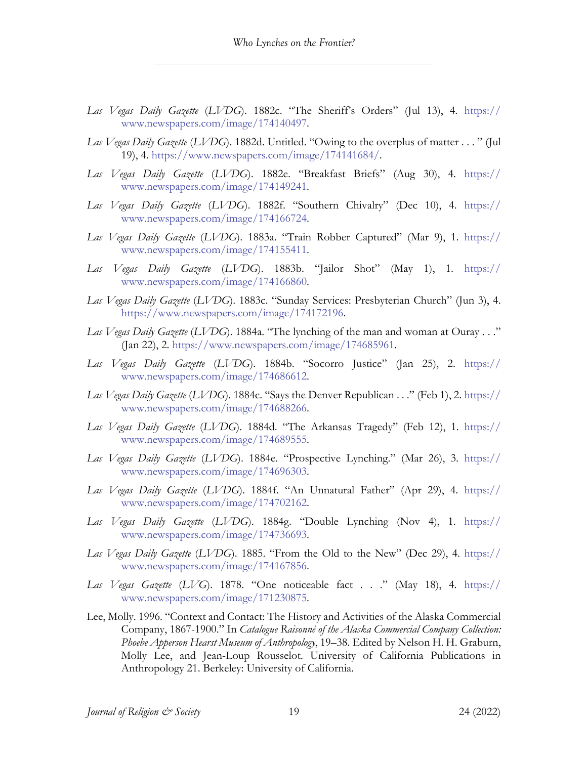*Las Vegas Daily Gazette* (*LVDG*). 1882c. "The Sheriff's Orders" (Jul 13), 4. https://www.newspapers.com/image/174140497.

*Las Vegas Daily Gazette* (*LVDG*). 1882d. Untitled. "Owing to the overplus of matter . . . " (Jul 19), 4. https://www.newspapers.com/image/174141684/.

*Las Vegas Daily Gazette* (*LVDG*). 1882e. "Breakfast Briefs" (Aug 30), 4. https://www.newspapers.com/image/174149241.

*Las Vegas Daily Gazette* (*LVDG*). 1882f. "Southern Chivalry" (Dec 10), 4. https://www.newspapers.com/image/174166724.

*Las Vegas Daily Gazette* (*LVDG*). 1883a. "Train Robber Captured" (Mar 9), 1. https://www.newspapers.com/image/174155411.

*Las Vegas Daily Gazette* (*LVDG*). 1883b. "Jailor Shot" (May 1), 1. https://www.newspapers.com/image/174166860.

*Las Vegas Daily Gazette* (*LVDG*). 1883c. "Sunday Services: Presbyterian Church" (Jun 3), 4. https://www.newspapers.com/image/174172196.

*Las Vegas Daily Gazette* (*LVDG*). 1884a. "The lynching of the man and woman at Ouray . . ." (Jan 22), 2. https://www.newspapers.com/image/174685961.

*Las Vegas Daily Gazette* (*LVDG*). 1884b. "Socorro Justice" (Jan 25), 2. https://www.newspapers.com/image/174686612.

*Las Vegas Daily Gazette* (*LVDG*). 1884c. "Says the Denver Republican . . ." (Feb 1), 2. https://www.newspapers.com/image/174688266.

*Las Vegas Daily Gazette* (*LVDG*). 1884d. "The Arkansas Tragedy" (Feb 12), 1. https://www.newspapers.com/image/174689555.

*Las Vegas Daily Gazette* (*LVDG*). 1884e. "Prospective Lynching." (Mar 26), 3. https://www.newspapers.com/image/174696303.

*Las Vegas Daily Gazette* (*LVDG*). 1884f. "An Unnatural Father" (Apr 29), 4. https://www.newspapers.com/image/174702162.

*Las Vegas Daily Gazette* (*LVDG*). 1884g. "Double Lynching (Nov 4), 1. https://www.newspapers.com/image/174736693.

*Las Vegas Daily Gazette* (*LVDG*). 1885. "From the Old to the New" (Dec 29), 4. https://www.newspapers.com/image/174167856.

*Las Vegas Gazette* (*LVG*). 1878. "One noticeable fact . . ." (May 18), 4. https://www.newspapers.com/image/171230875.

Lee, Molly. 1996. "Context and Contact: The History and Activities of the Alaska Commercial Company, 1867-1900." In *Catalogue Raisonné of the Alaska Commercial Company Collection: Phoebe Apperson Hearst Museum of Anthropology*, 19–38. Edited by Nelson H. H. Graburn, Molly Lee, and Jean-Loup Rousselot. University of California Publications in Anthropology 21. Berkeley: University of California.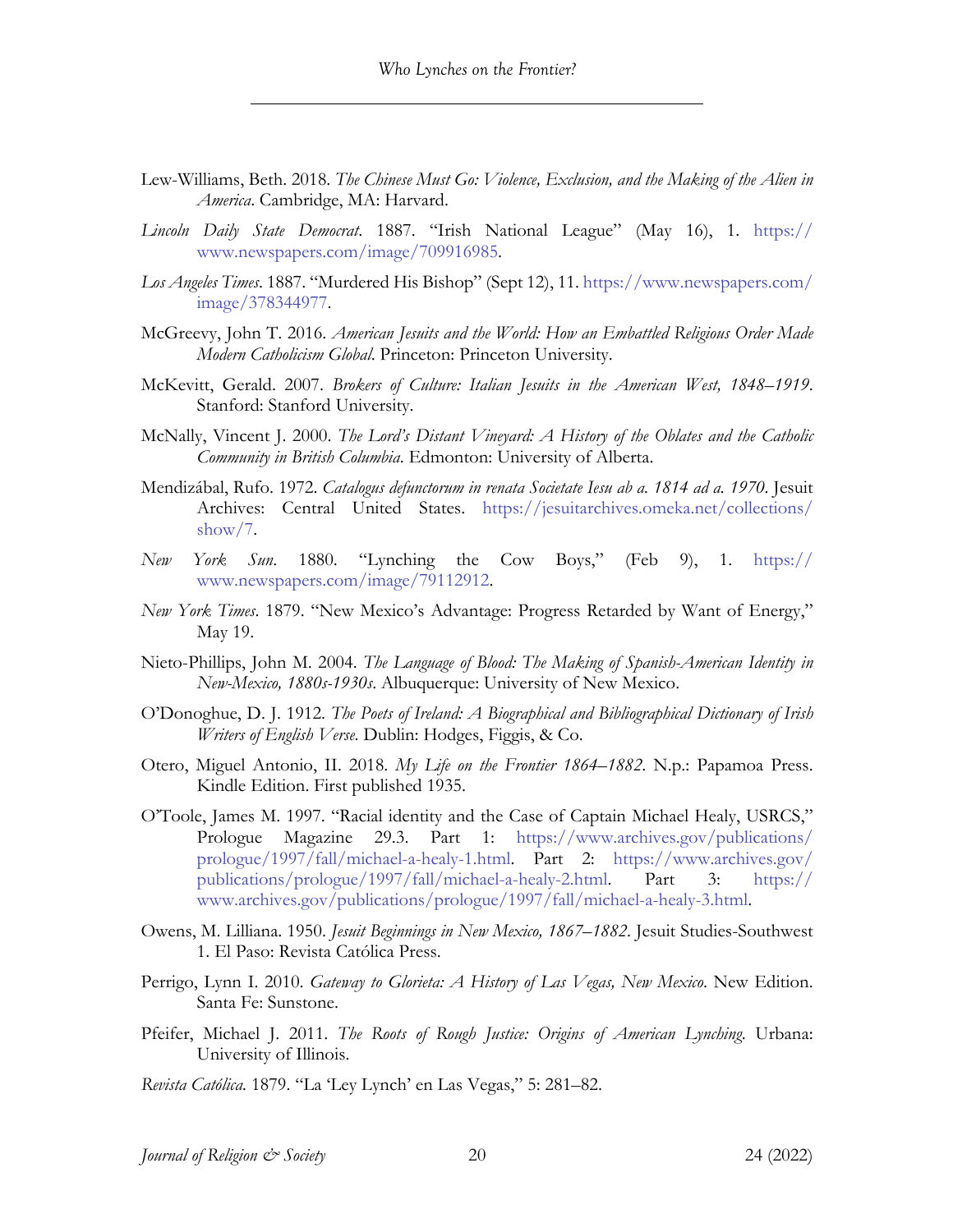Lew-Williams, Beth. 2018. *The Chinese Must Go: Violence, Exclusion, and the Making of the Alien in America*. Cambridge, MA: Harvard.

*Lincoln Daily State Democrat*. 1887. "Irish National League" (May 16), 1. https://www.newspapers.com/image/709916985.

*Los Angeles Times*. 1887. "Murdered His Bishop" (Sept 12), 11. https://www.newspapers.com/image/378344977.

McGreevy, John T. 2016. *American Jesuits and the World: How an Embattled Religious Order Made Modern Catholicism Global*. Princeton: Princeton University.

McKevitt, Gerald. 2007. *Brokers of Culture: Italian Jesuits in the American West, 1848–1919*. Stanford: Stanford University.

McNally, Vincent J. 2000. *The Lord's Distant Vineyard: A History of the Oblates and the Catholic Community in British Columbia*. Edmonton: University of Alberta.

Mendizábal, Rufo. 1972. *Catalogus defunctorum in renata Societate Iesu ab a. 1814 ad a. 1970*. Jesuit Archives: Central United States. https://jesuitarchives.omeka.net/collections/show/7.

*New York Sun*. 1880. "Lynching the Cow Boys," (Feb 9), 1. https://www.newspapers.com/image/79112912.

*New York Times*. 1879. "New Mexico's Advantage: Progress Retarded by Want of Energy," May 19.

Nieto-Phillips, John M. 2004. *The Language of Blood: The Making of Spanish-American Identity in New-Mexico, 1880s-1930s*. Albuquerque: University of New Mexico.

O'Donoghue, D. J. 1912. *The Poets of Ireland: A Biographical and Bibliographical Dictionary of Irish Writers of English Verse*. Dublin: Hodges, Figgis, & Co.

Otero, Miguel Antonio, II. 2018. *My Life on the Frontier 1864–1882*. N.p.: Papamoa Press. Kindle Edition. First published 1935.

O'Toole, James M. 1997. "Racial identity and the Case of Captain Michael Healy, USRCS," Prologue Magazine 29.3. Part 1: https://www.archives.gov/publications/prologue/1997/fall/michael-a-healy-1.html. Part 2: https://www.archives.gov/publications/prologue/1997/fall/michael-a-healy-2.html. Part 3: https://www.archives.gov/publications/prologue/1997/fall/michael-a-healy-3.html.

Owens, M. Lilliana. 1950. *Jesuit Beginnings in New Mexico, 1867–1882*. Jesuit Studies-Southwest 1. El Paso: Revista Católica Press.

Perrigo, Lynn I. 2010. *Gateway to Glorieta: A History of Las Vegas, New Mexico*. New Edition. Santa Fe: Sunstone.

Pfeifer, Michael J. 2011. *The Roots of Rough Justice: Origins of American Lynching*. Urbana: University of Illinois.

*Revista Católica*. 1879. "La 'Ley Lynch' en Las Vegas," 5: 281–82.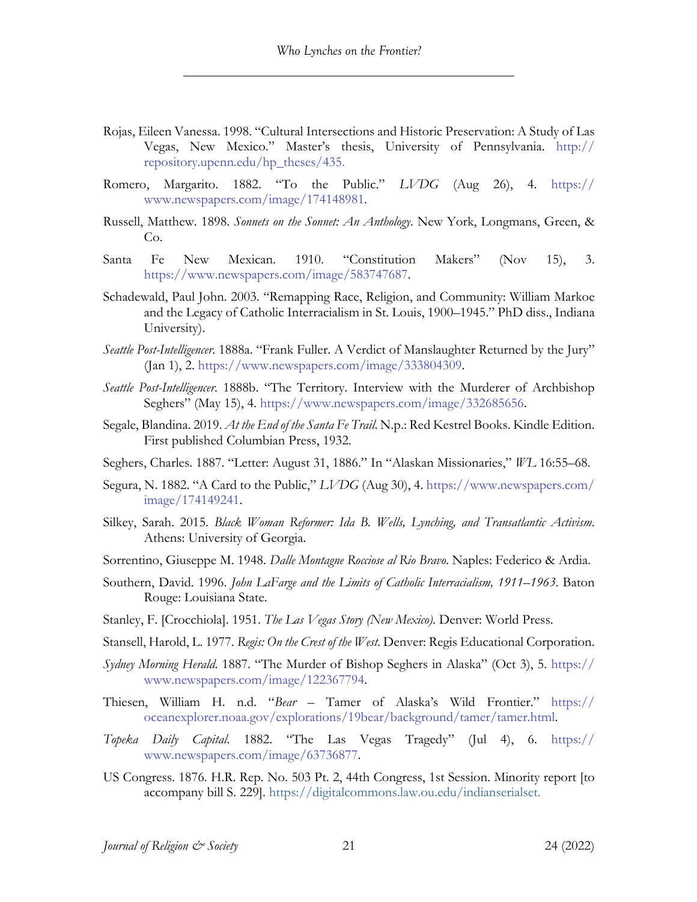Rojas, Eileen Vanessa. 1998. "Cultural Intersections and Historic Preservation: A Study of Las Vegas, New Mexico." Master's thesis, University of Pennsylvania. http://repository.upenn.edu/hp_theses/435.

Romero, Margarito. 1882. "To the Public." *LVDG* (Aug 26), 4. https://www.newspapers.com/image/174148981.

Russell, Matthew. 1898. *Sonnets on the Sonnet: An Anthology*. New York, Longmans, Green, & Co.

Santa Fe New Mexican. 1910. "Constitution Makers" (Nov 15), 3. https://www.newspapers.com/image/583747687.

Schadewald, Paul John. 2003. "Remapping Race, Religion, and Community: William Markoe and the Legacy of Catholic Interracialism in St. Louis, 1900–1945." PhD diss., Indiana University).

*Seattle Post-Intelligencer*. 1888a. "Frank Fuller. A Verdict of Manslaughter Returned by the Jury" (Jan 1), 2. https://www.newspapers.com/image/333804309.

*Seattle Post-Intelligencer*. 1888b. "The Territory. Interview with the Murderer of Archbishop Seghers" (May 15), 4. https://www.newspapers.com/image/332685656.

Segale, Blandina. 2019. *At the End of the Santa Fe Trail*. N.p.: Red Kestrel Books. Kindle Edition. First published Columbian Press, 1932.

Seghers, Charles. 1887. "Letter: August 31, 1886." In "Alaskan Missionaries," *WL* 16:55–68.

Segura, N. 1882. "A Card to the Public," *LVDG* (Aug 30), 4. https://www.newspapers.com/image/174149241.

Silkey, Sarah. 2015. *Black Woman Reformer: Ida B. Wells, Lynching, and Transatlantic Activism*. Athens: University of Georgia.

Sorrentino, Giuseppe M. 1948. *Dalle Montagne Rocciose al Rio Bravo*. Naples: Federico & Ardia.

Southern, David. 1996. *John LaFarge and the Limits of Catholic Interracialism, 1911–1963*. Baton Rouge: Louisiana State.

Stanley, F. [Crocchiola]. 1951. *The Las Vegas Story (New Mexico)*. Denver: World Press.

Stansell, Harold, L. 1977. *Regis: On the Crest of the West*. Denver: Regis Educational Corporation.

*Sydney Morning Herald*. 1887. "The Murder of Bishop Seghers in Alaska" (Oct 3), 5. https://www.newspapers.com/image/122367794.

Thiesen, William H. n.d. "*Bear* – Tamer of Alaska's Wild Frontier." https://oceanexplorer.noaa.gov/explorations/19bear/background/tamer/tamer.html.

*Topeka Daily Capital*. 1882. "The Las Vegas Tragedy" (Jul 4), 6. https://www.newspapers.com/image/63736877.

US Congress. 1876. H.R. Rep. No. 503 Pt. 2, 44th Congress, 1st Session. Minority report [to accompany bill S. 229]. https://digitalcommons.law.ou.edu/indianserialset.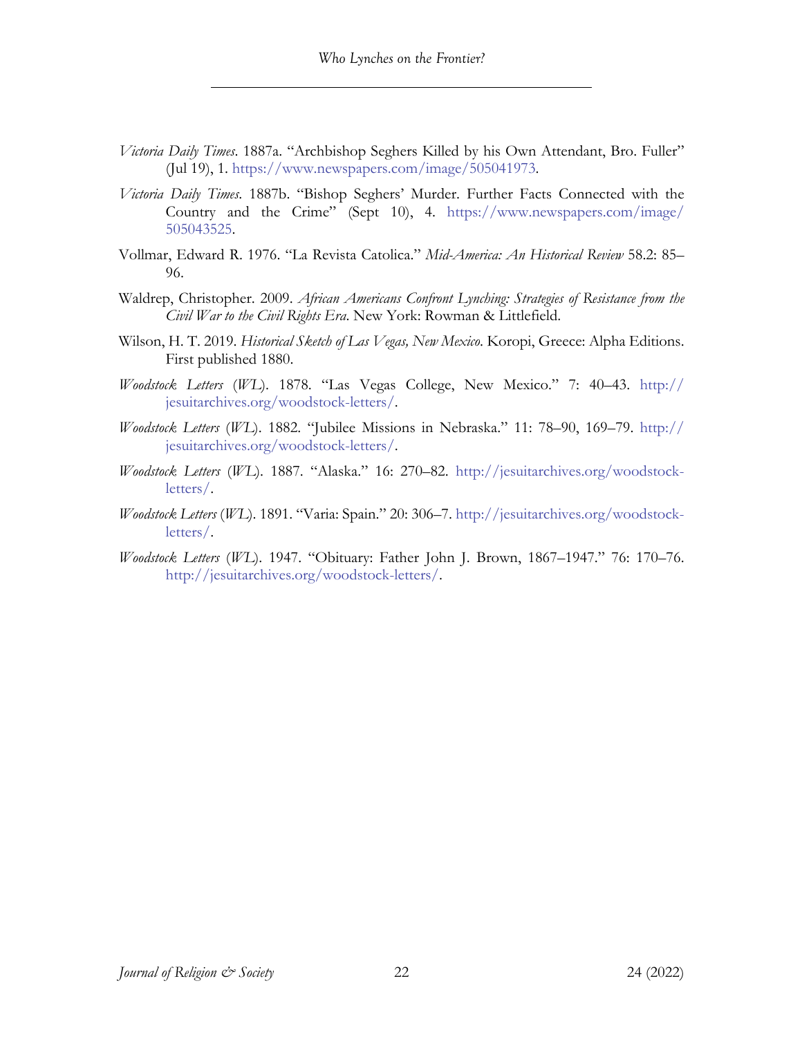*Victoria Daily Times*. 1887a. "Archbishop Seghers Killed by his Own Attendant, Bro. Fuller" (Jul 19), 1. https://www.newspapers.com/image/505041973.

*Victoria Daily Times*. 1887b. "Bishop Seghers' Murder. Further Facts Connected with the Country and the Crime" (Sept 10), 4. https://www.newspapers.com/image/505043525.

Vollmar, Edward R. 1976. "La Revista Catolica." *Mid-America: An Historical Review* 58.2: 85–96.

Waldrep, Christopher. 2009. *African Americans Confront Lynching: Strategies of Resistance from the Civil War to the Civil Rights Era*. New York: Rowman & Littlefield.

Wilson, H. T. 2019. *Historical Sketch of Las Vegas, New Mexico*. Koropi, Greece: Alpha Editions. First published 1880.

*Woodstock Letters* (*WL*). 1878. "Las Vegas College, New Mexico." 7: 40–43. http://jesuitarchives.org/woodstock-letters/.

*Woodstock Letters* (*WL*). 1882. "Jubilee Missions in Nebraska." 11: 78–90, 169–79. http://jesuitarchives.org/woodstock-letters/.

*Woodstock Letters* (*WL*). 1887. "Alaska." 16: 270–82. http://jesuitarchives.org/woodstock-letters/.

*Woodstock Letters* (*WL*). 1891. "Varia: Spain." 20: 306–7. http://jesuitarchives.org/woodstock-letters/.

*Woodstock Letters* (*WL*). 1947. "Obituary: Father John J. Brown, 1867–1947." 76: 170–76. http://jesuitarchives.org/woodstock-letters/.